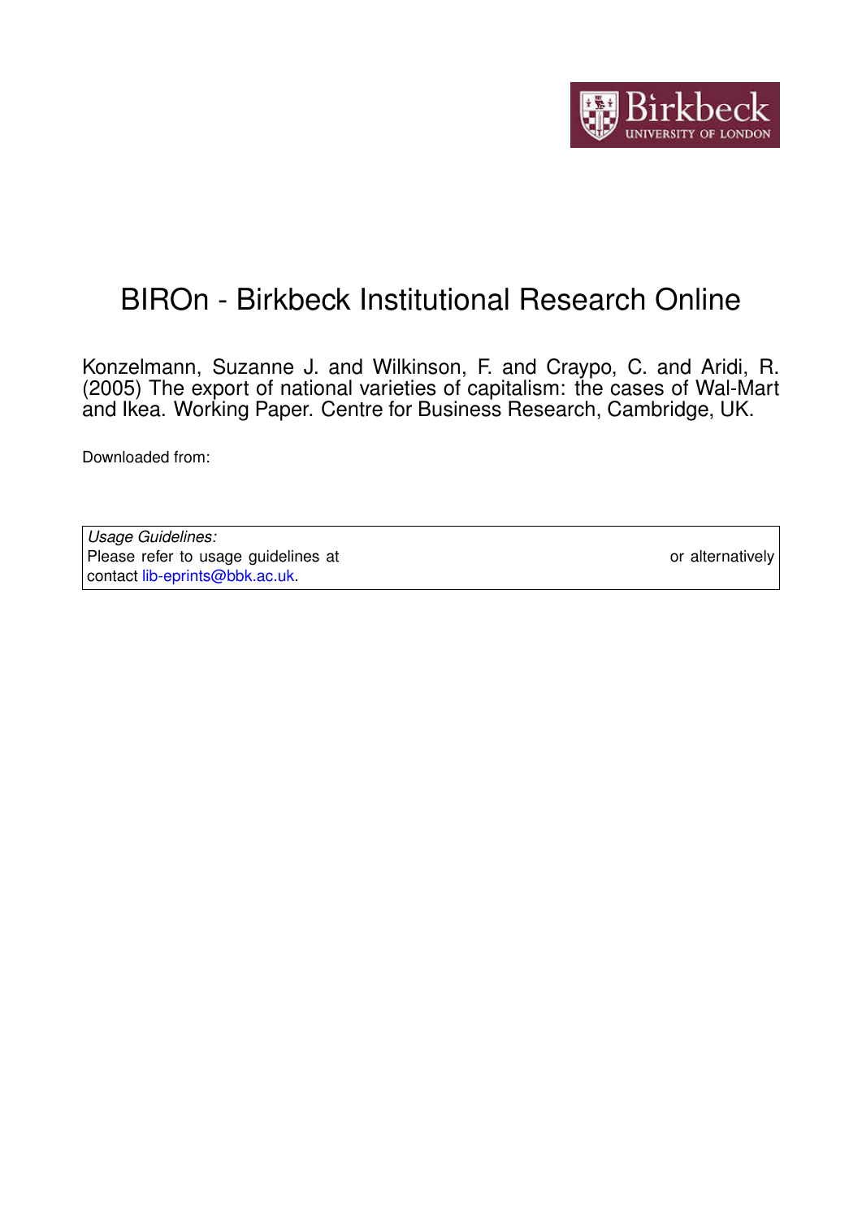# BIROn - Birkbeck Institutional Research Online

Konzelmann, Suzanne J. and Wilkinson, F. and Craypo, C. and Aridi, R. (2005) The export of national varieties of capitalism: the cases of Wal-Mart and Ikea. Working Paper. Centre for Business Research, Cambridge, UK.

Downloaded from:

| *Usage Guidelines:* |
|---|
| Please refer to usage guidelines at or alternatively contact lib-eprints@bbk.ac.uk. |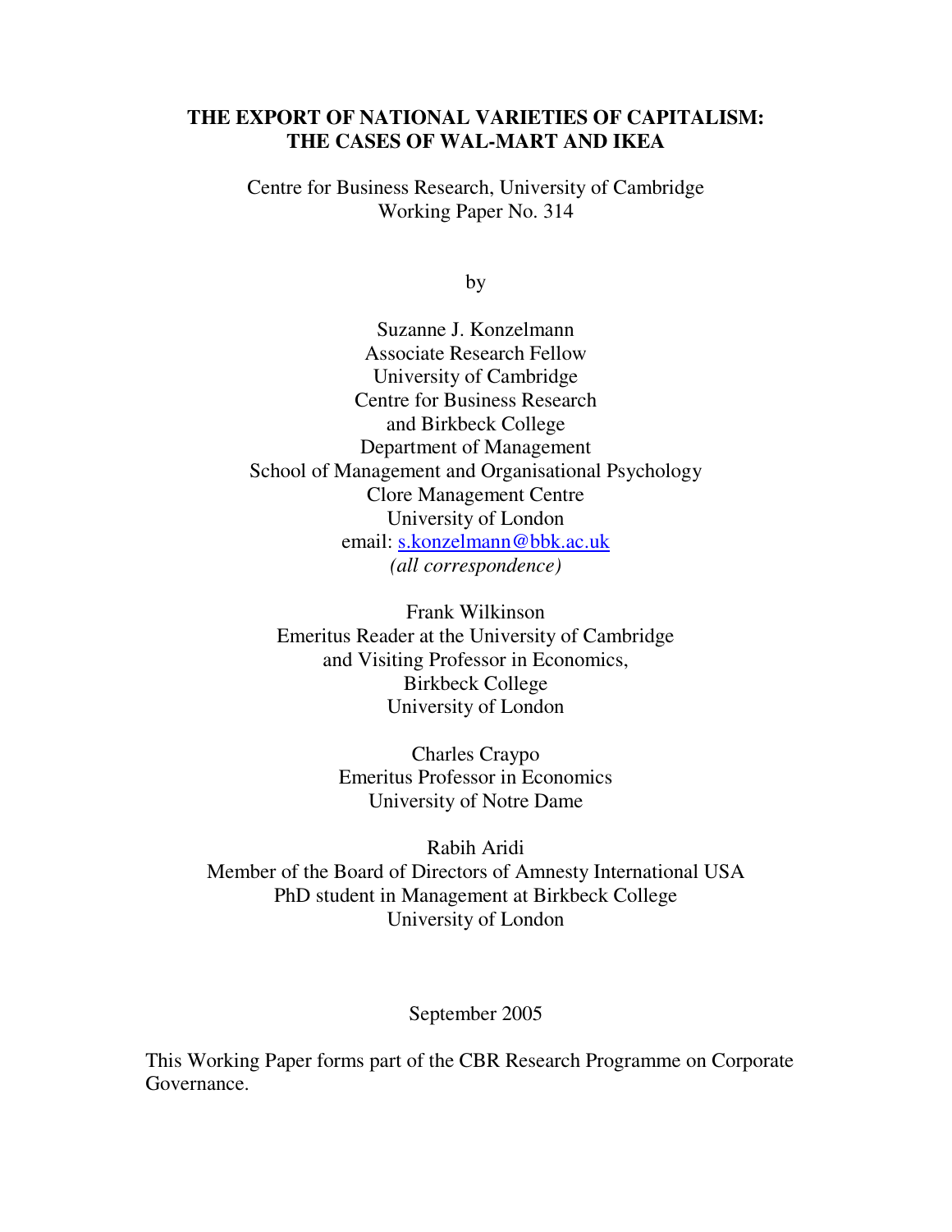# THE EXPORT OF NATIONAL VARIETIES OF CAPITALISM: THE CASES OF WAL-MART AND IKEA

Centre for Business Research, University of Cambridge
Working Paper No. 314

by

Suzanne J. Konzelmann
Associate Research Fellow
University of Cambridge
Centre for Business Research
and Birkbeck College
Department of Management
School of Management and Organisational Psychology
Clore Management Centre
University of London
email: s.konzelmann@bbk.ac.uk
*(all correspondence)*

Frank Wilkinson
Emeritus Reader at the University of Cambridge
and Visiting Professor in Economics,
Birkbeck College
University of London

Charles Craypo
Emeritus Professor in Economics
University of Notre Dame

Rabih Aridi
Member of the Board of Directors of Amnesty International USA
PhD student in Management at Birkbeck College
University of London

September 2005

This Working Paper forms part of the CBR Research Programme on Corporate Governance.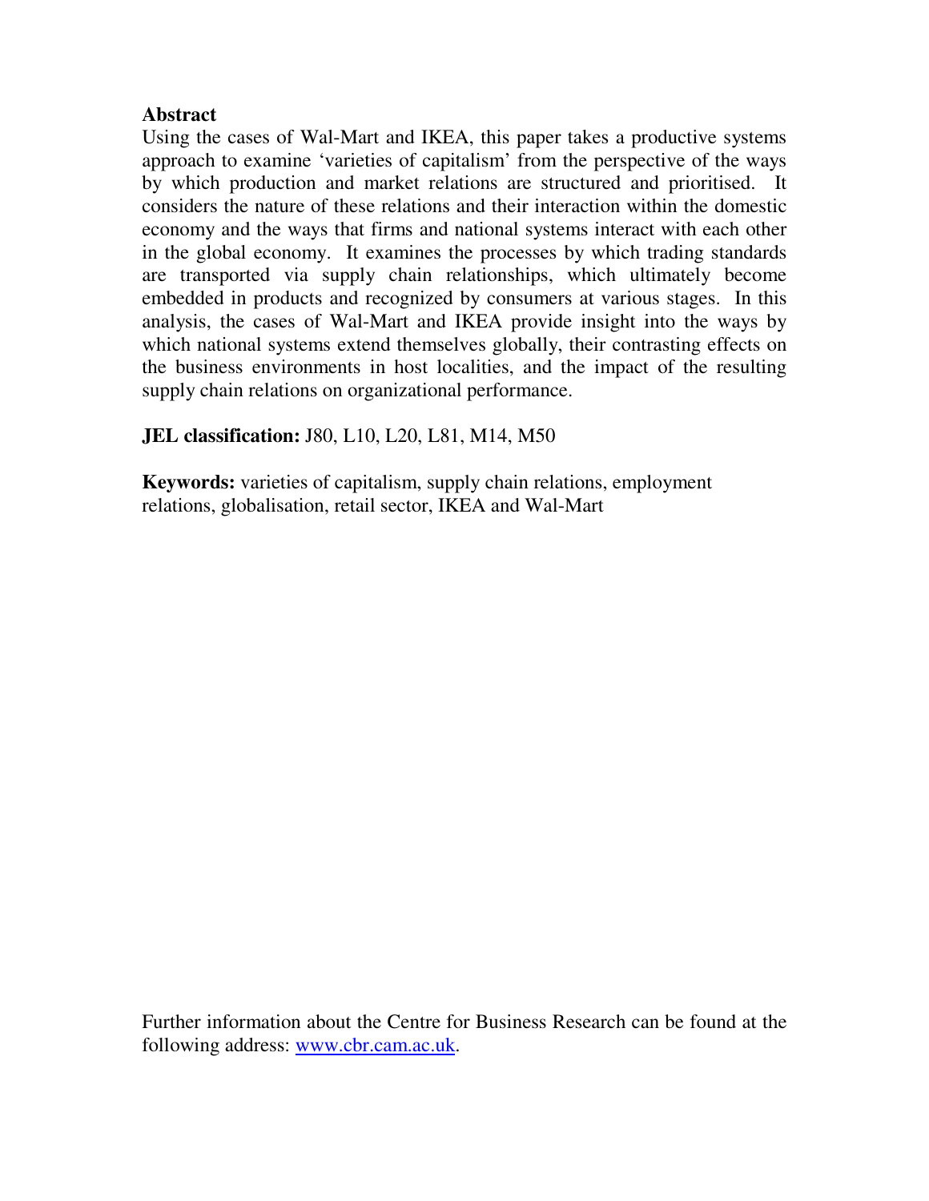## Abstract

Using the cases of Wal-Mart and IKEA, this paper takes a productive systems approach to examine 'varieties of capitalism' from the perspective of the ways by which production and market relations are structured and prioritised. It considers the nature of these relations and their interaction within the domestic economy and the ways that firms and national systems interact with each other in the global economy. It examines the processes by which trading standards are transported via supply chain relationships, which ultimately become embedded in products and recognized by consumers at various stages. In this analysis, the cases of Wal-Mart and IKEA provide insight into the ways by which national systems extend themselves globally, their contrasting effects on the business environments in host localities, and the impact of the resulting supply chain relations on organizational performance.

**JEL classification:** J80, L10, L20, L81, M14, M50

**Keywords:** varieties of capitalism, supply chain relations, employment relations, globalisation, retail sector, IKEA and Wal-Mart

Further information about the Centre for Business Research can be found at the following address: www.cbr.cam.ac.uk.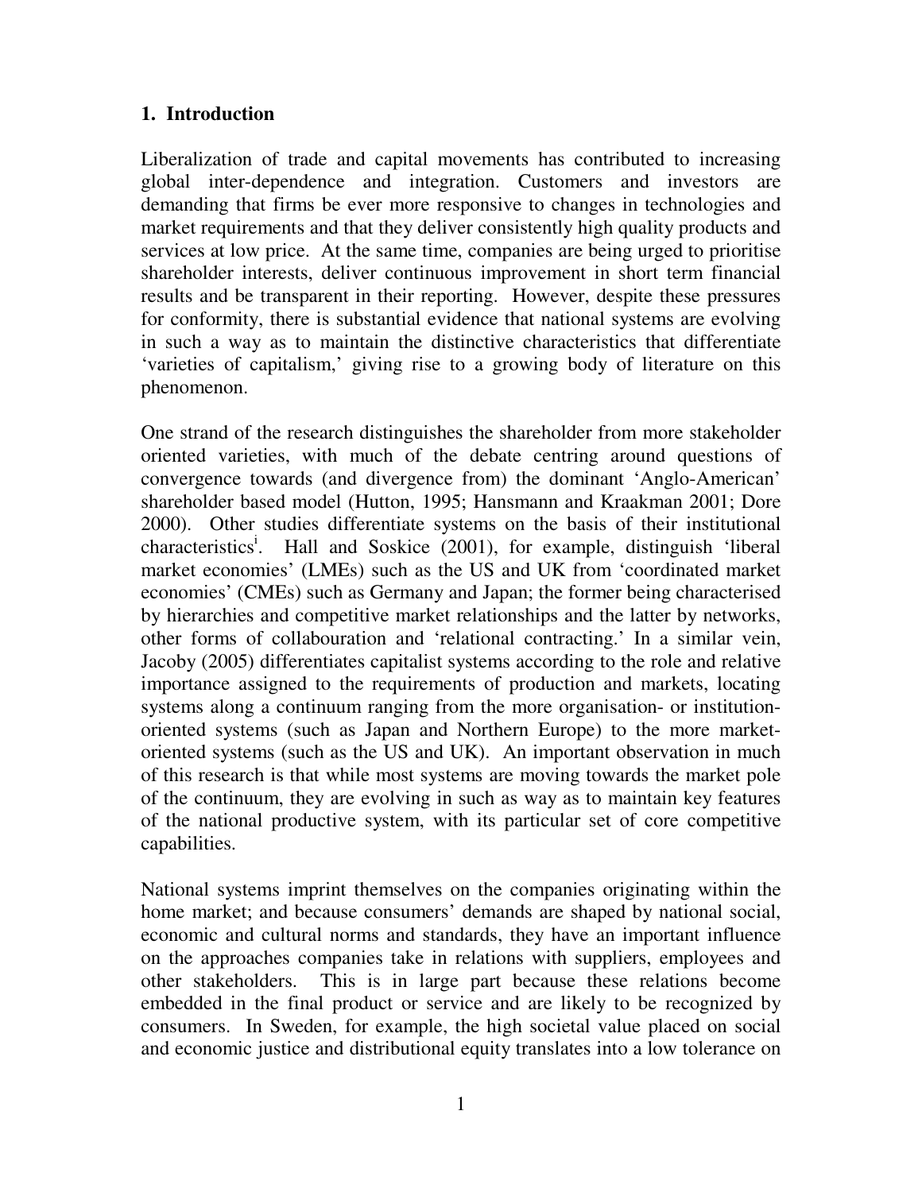## 1. Introduction

Liberalization of trade and capital movements has contributed to increasing global inter-dependence and integration. Customers and investors are demanding that firms be ever more responsive to changes in technologies and market requirements and that they deliver consistently high quality products and services at low price. At the same time, companies are being urged to prioritise shareholder interests, deliver continuous improvement in short term financial results and be transparent in their reporting. However, despite these pressures for conformity, there is substantial evidence that national systems are evolving in such a way as to maintain the distinctive characteristics that differentiate 'varieties of capitalism,' giving rise to a growing body of literature on this phenomenon.

One strand of the research distinguishes the shareholder from more stakeholder oriented varieties, with much of the debate centring around questions of convergence towards (and divergence from) the dominant 'Anglo-American' shareholder based model (Hutton, 1995; Hansmann and Kraakman 2001; Dore 2000). Other studies differentiate systems on the basis of their institutional characteristics[i]. Hall and Soskice (2001), for example, distinguish 'liberal market economies' (LMEs) such as the US and UK from 'coordinated market economies' (CMEs) such as Germany and Japan; the former being characterised by hierarchies and competitive market relationships and the latter by networks, other forms of collabouration and 'relational contracting.' In a similar vein, Jacoby (2005) differentiates capitalist systems according to the role and relative importance assigned to the requirements of production and markets, locating systems along a continuum ranging from the more organisation- or institution-oriented systems (such as Japan and Northern Europe) to the more market-oriented systems (such as the US and UK). An important observation in much of this research is that while most systems are moving towards the market pole of the continuum, they are evolving in such as way as to maintain key features of the national productive system, with its particular set of core competitive capabilities.

National systems imprint themselves on the companies originating within the home market; and because consumers' demands are shaped by national social, economic and cultural norms and standards, they have an important influence on the approaches companies take in relations with suppliers, employees and other stakeholders. This is in large part because these relations become embedded in the final product or service and are likely to be recognized by consumers. In Sweden, for example, the high societal value placed on social and economic justice and distributional equity translates into a low tolerance on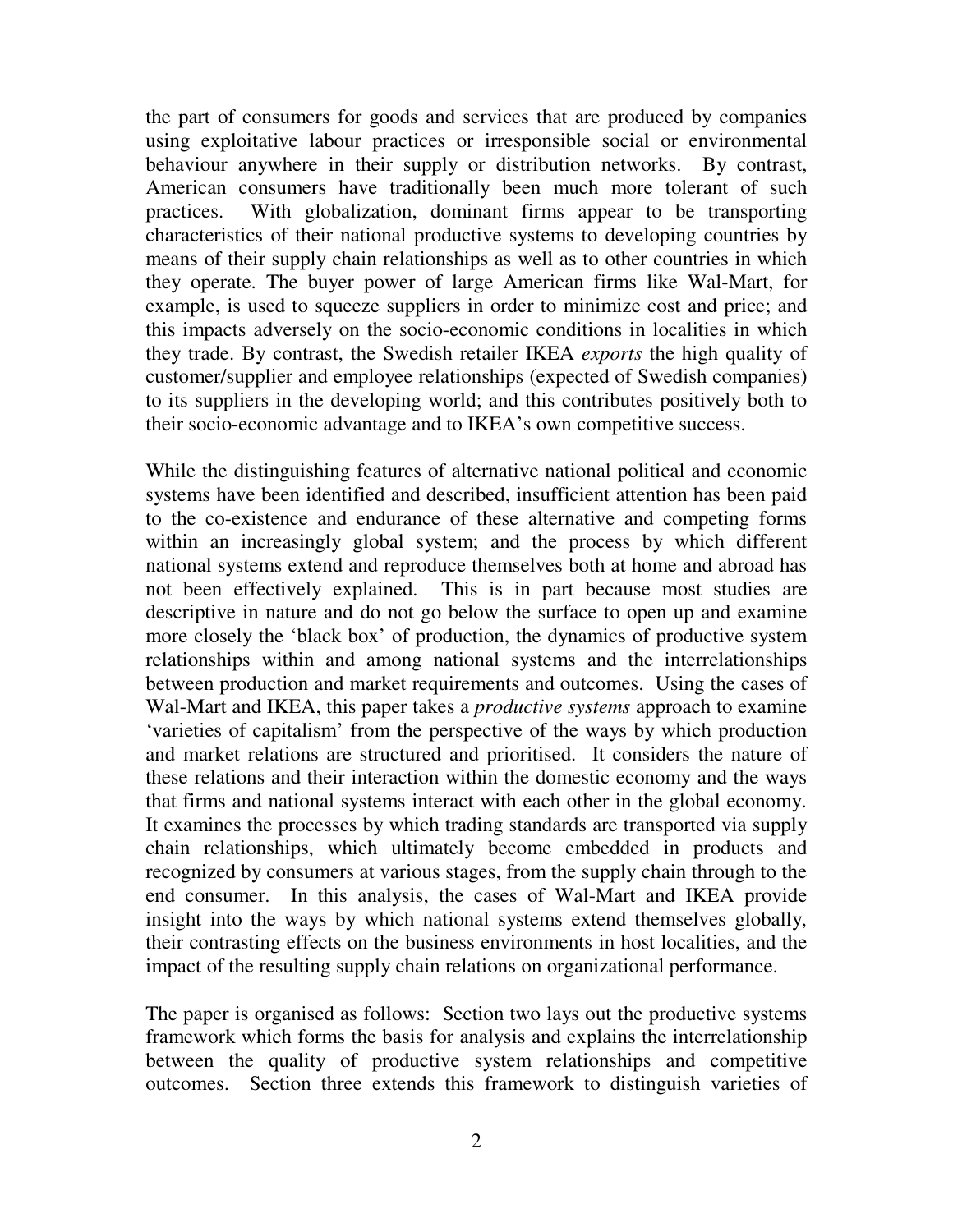the part of consumers for goods and services that are produced by companies using exploitative labour practices or irresponsible social or environmental behaviour anywhere in their supply or distribution networks. By contrast, American consumers have traditionally been much more tolerant of such practices. With globalization, dominant firms appear to be transporting characteristics of their national productive systems to developing countries by means of their supply chain relationships as well as to other countries in which they operate. The buyer power of large American firms like Wal-Mart, for example, is used to squeeze suppliers in order to minimize cost and price; and this impacts adversely on the socio-economic conditions in localities in which they trade. By contrast, the Swedish retailer IKEA *exports* the high quality of customer/supplier and employee relationships (expected of Swedish companies) to its suppliers in the developing world; and this contributes positively both to their socio-economic advantage and to IKEA's own competitive success.

While the distinguishing features of alternative national political and economic systems have been identified and described, insufficient attention has been paid to the co-existence and endurance of these alternative and competing forms within an increasingly global system; and the process by which different national systems extend and reproduce themselves both at home and abroad has not been effectively explained. This is in part because most studies are descriptive in nature and do not go below the surface to open up and examine more closely the 'black box' of production, the dynamics of productive system relationships within and among national systems and the interrelationships between production and market requirements and outcomes. Using the cases of Wal-Mart and IKEA, this paper takes a *productive systems* approach to examine 'varieties of capitalism' from the perspective of the ways by which production and market relations are structured and prioritised. It considers the nature of these relations and their interaction within the domestic economy and the ways that firms and national systems interact with each other in the global economy. It examines the processes by which trading standards are transported via supply chain relationships, which ultimately become embedded in products and recognized by consumers at various stages, from the supply chain through to the end consumer. In this analysis, the cases of Wal-Mart and IKEA provide insight into the ways by which national systems extend themselves globally, their contrasting effects on the business environments in host localities, and the impact of the resulting supply chain relations on organizational performance.

The paper is organised as follows: Section two lays out the productive systems framework which forms the basis for analysis and explains the interrelationship between the quality of productive system relationships and competitive outcomes. Section three extends this framework to distinguish varieties of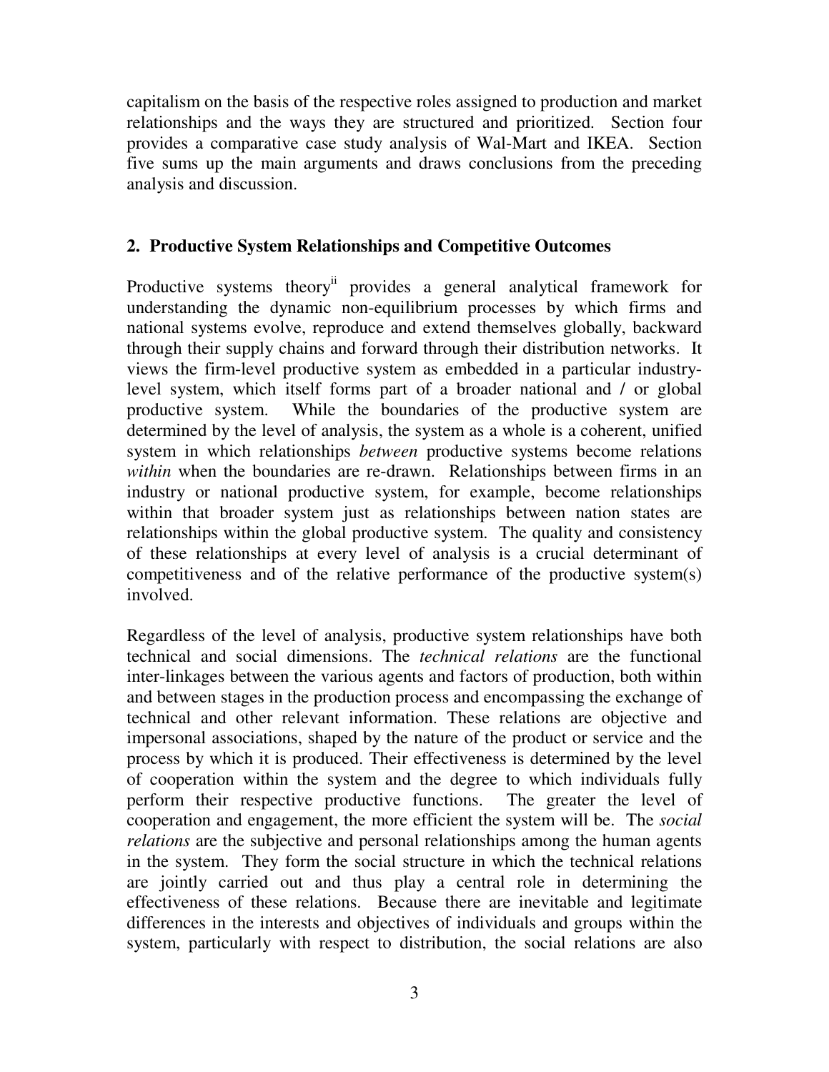capitalism on the basis of the respective roles assigned to production and market relationships and the ways they are structured and prioritized. Section four provides a comparative case study analysis of Wal-Mart and IKEA. Section five sums up the main arguments and draws conclusions from the preceding analysis and discussion.

## 2. Productive System Relationships and Competitive Outcomes

Productive systems theory[ii] provides a general analytical framework for understanding the dynamic non-equilibrium processes by which firms and national systems evolve, reproduce and extend themselves globally, backward through their supply chains and forward through their distribution networks. It views the firm-level productive system as embedded in a particular industry-level system, which itself forms part of a broader national and / or global productive system. While the boundaries of the productive system are determined by the level of analysis, the system as a whole is a coherent, unified system in which relationships *between* productive systems become relations *within* when the boundaries are re-drawn. Relationships between firms in an industry or national productive system, for example, become relationships within that broader system just as relationships between nation states are relationships within the global productive system. The quality and consistency of these relationships at every level of analysis is a crucial determinant of competitiveness and of the relative performance of the productive system(s) involved.

Regardless of the level of analysis, productive system relationships have both technical and social dimensions. The *technical relations* are the functional inter-linkages between the various agents and factors of production, both within and between stages in the production process and encompassing the exchange of technical and other relevant information. These relations are objective and impersonal associations, shaped by the nature of the product or service and the process by which it is produced. Their effectiveness is determined by the level of cooperation within the system and the degree to which individuals fully perform their respective productive functions. The greater the level of cooperation and engagement, the more efficient the system will be. The *social relations* are the subjective and personal relationships among the human agents in the system. They form the social structure in which the technical relations are jointly carried out and thus play a central role in determining the effectiveness of these relations. Because there are inevitable and legitimate differences in the interests and objectives of individuals and groups within the system, particularly with respect to distribution, the social relations are also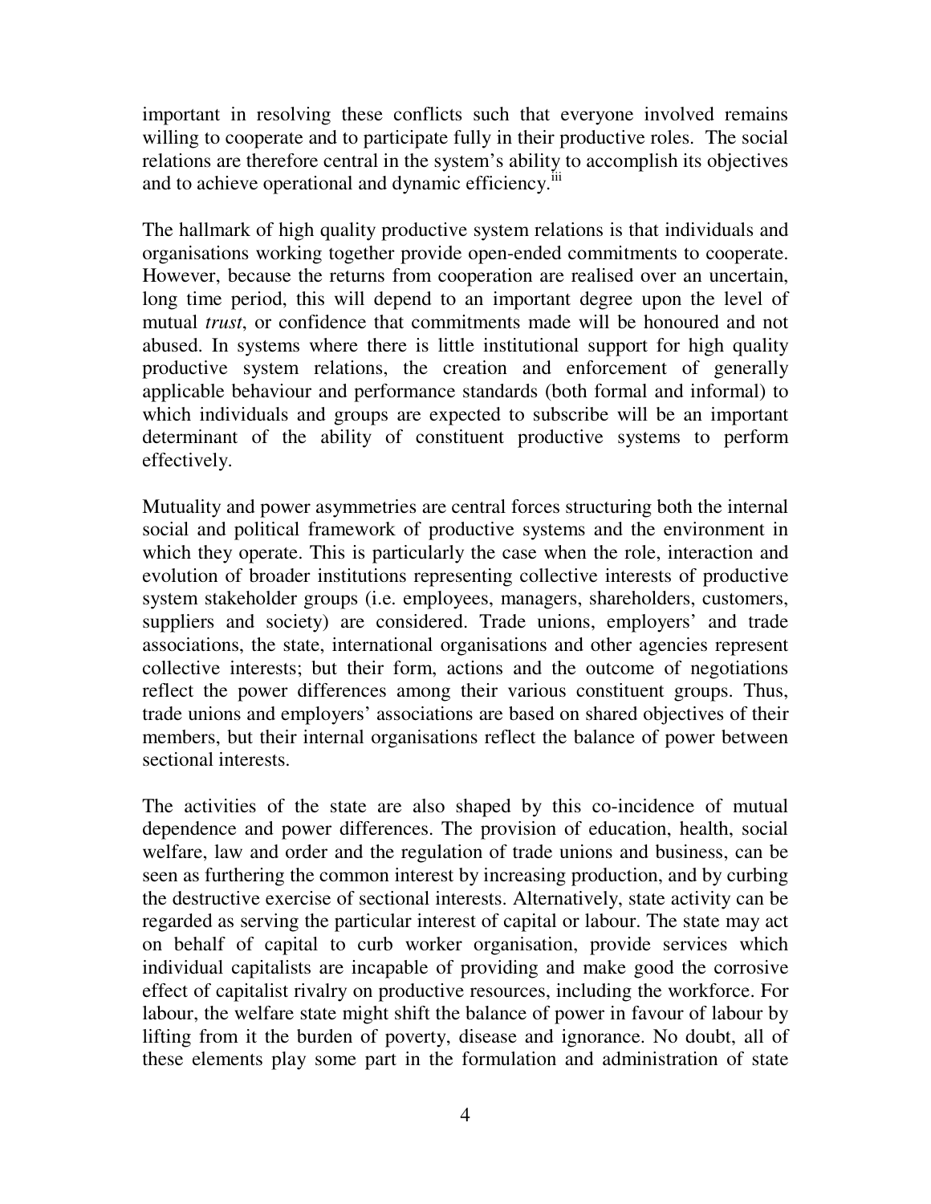important in resolving these conflicts such that everyone involved remains willing to cooperate and to participate fully in their productive roles. The social relations are therefore central in the system's ability to accomplish its objectives and to achieve operational and dynamic efficiency.[iii]

The hallmark of high quality productive system relations is that individuals and organisations working together provide open-ended commitments to cooperate. However, because the returns from cooperation are realised over an uncertain, long time period, this will depend to an important degree upon the level of mutual *trust*, or confidence that commitments made will be honoured and not abused. In systems where there is little institutional support for high quality productive system relations, the creation and enforcement of generally applicable behaviour and performance standards (both formal and informal) to which individuals and groups are expected to subscribe will be an important determinant of the ability of constituent productive systems to perform effectively.

Mutuality and power asymmetries are central forces structuring both the internal social and political framework of productive systems and the environment in which they operate. This is particularly the case when the role, interaction and evolution of broader institutions representing collective interests of productive system stakeholder groups (i.e. employees, managers, shareholders, customers, suppliers and society) are considered. Trade unions, employers' and trade associations, the state, international organisations and other agencies represent collective interests; but their form, actions and the outcome of negotiations reflect the power differences among their various constituent groups. Thus, trade unions and employers' associations are based on shared objectives of their members, but their internal organisations reflect the balance of power between sectional interests.

The activities of the state are also shaped by this co-incidence of mutual dependence and power differences. The provision of education, health, social welfare, law and order and the regulation of trade unions and business, can be seen as furthering the common interest by increasing production, and by curbing the destructive exercise of sectional interests. Alternatively, state activity can be regarded as serving the particular interest of capital or labour. The state may act on behalf of capital to curb worker organisation, provide services which individual capitalists are incapable of providing and make good the corrosive effect of capitalist rivalry on productive resources, including the workforce. For labour, the welfare state might shift the balance of power in favour of labour by lifting from it the burden of poverty, disease and ignorance. No doubt, all of these elements play some part in the formulation and administration of state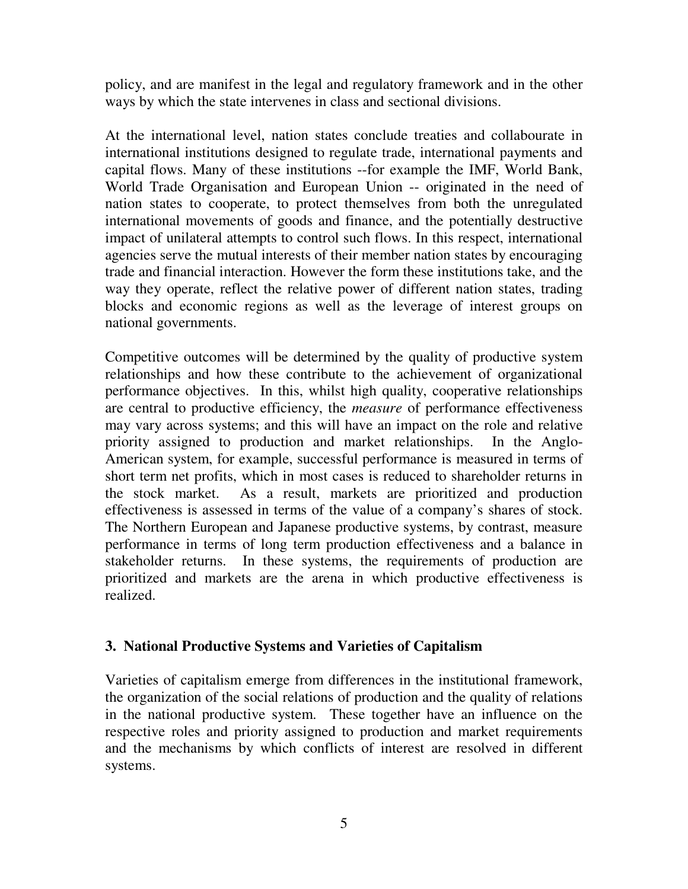policy, and are manifest in the legal and regulatory framework and in the other ways by which the state intervenes in class and sectional divisions.

At the international level, nation states conclude treaties and collabourate in international institutions designed to regulate trade, international payments and capital flows. Many of these institutions --for example the IMF, World Bank, World Trade Organisation and European Union -- originated in the need of nation states to cooperate, to protect themselves from both the unregulated international movements of goods and finance, and the potentially destructive impact of unilateral attempts to control such flows. In this respect, international agencies serve the mutual interests of their member nation states by encouraging trade and financial interaction. However the form these institutions take, and the way they operate, reflect the relative power of different nation states, trading blocks and economic regions as well as the leverage of interest groups on national governments.

Competitive outcomes will be determined by the quality of productive system relationships and how these contribute to the achievement of organizational performance objectives. In this, whilst high quality, cooperative relationships are central to productive efficiency, the *measure* of performance effectiveness may vary across systems; and this will have an impact on the role and relative priority assigned to production and market relationships. In the Anglo-American system, for example, successful performance is measured in terms of short term net profits, which in most cases is reduced to shareholder returns in the stock market. As a result, markets are prioritized and production effectiveness is assessed in terms of the value of a company's shares of stock. The Northern European and Japanese productive systems, by contrast, measure performance in terms of long term production effectiveness and a balance in stakeholder returns. In these systems, the requirements of production are prioritized and markets are the arena in which productive effectiveness is realized.

## 3. National Productive Systems and Varieties of Capitalism

Varieties of capitalism emerge from differences in the institutional framework, the organization of the social relations of production and the quality of relations in the national productive system. These together have an influence on the respective roles and priority assigned to production and market requirements and the mechanisms by which conflicts of interest are resolved in different systems.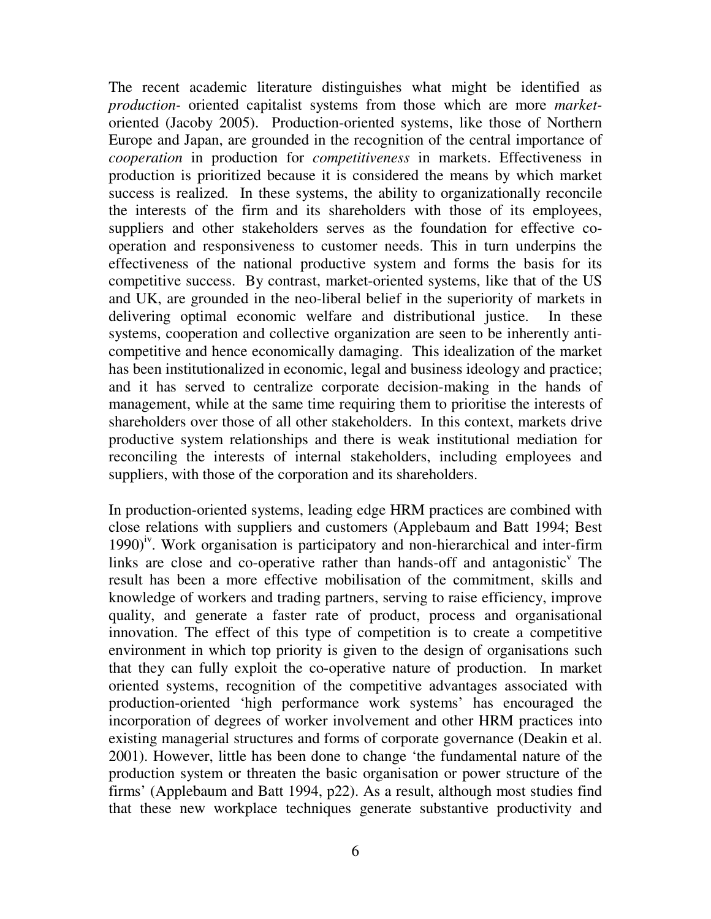The recent academic literature distinguishes what might be identified as *production-* oriented capitalist systems from those which are more *market*-oriented (Jacoby 2005). Production-oriented systems, like those of Northern Europe and Japan, are grounded in the recognition of the central importance of *cooperation* in production for *competitiveness* in markets. Effectiveness in production is prioritized because it is considered the means by which market success is realized. In these systems, the ability to organizationally reconcile the interests of the firm and its shareholders with those of its employees, suppliers and other stakeholders serves as the foundation for effective co-operation and responsiveness to customer needs. This in turn underpins the effectiveness of the national productive system and forms the basis for its competitive success. By contrast, market-oriented systems, like that of the US and UK, are grounded in the neo-liberal belief in the superiority of markets in delivering optimal economic welfare and distributional justice. In these systems, cooperation and collective organization are seen to be inherently anti-competitive and hence economically damaging. This idealization of the market has been institutionalized in economic, legal and business ideology and practice; and it has served to centralize corporate decision-making in the hands of management, while at the same time requiring them to prioritise the interests of shareholders over those of all other stakeholders. In this context, markets drive productive system relationships and there is weak institutional mediation for reconciling the interests of internal stakeholders, including employees and suppliers, with those of the corporation and its shareholders.

In production-oriented systems, leading edge HRM practices are combined with close relations with suppliers and customers (Applebaum and Batt 1994; Best 1990)[iv]. Work organisation is participatory and non-hierarchical and inter-firm links are close and co-operative rather than hands-off and antagonistic[v] The result has been a more effective mobilisation of the commitment, skills and knowledge of workers and trading partners, serving to raise efficiency, improve quality, and generate a faster rate of product, process and organisational innovation. The effect of this type of competition is to create a competitive environment in which top priority is given to the design of organisations such that they can fully exploit the co-operative nature of production. In market oriented systems, recognition of the competitive advantages associated with production-oriented 'high performance work systems' has encouraged the incorporation of degrees of worker involvement and other HRM practices into existing managerial structures and forms of corporate governance (Deakin et al. 2001). However, little has been done to change 'the fundamental nature of the production system or threaten the basic organisation or power structure of the firms' (Applebaum and Batt 1994, p22). As a result, although most studies find that these new workplace techniques generate substantive productivity and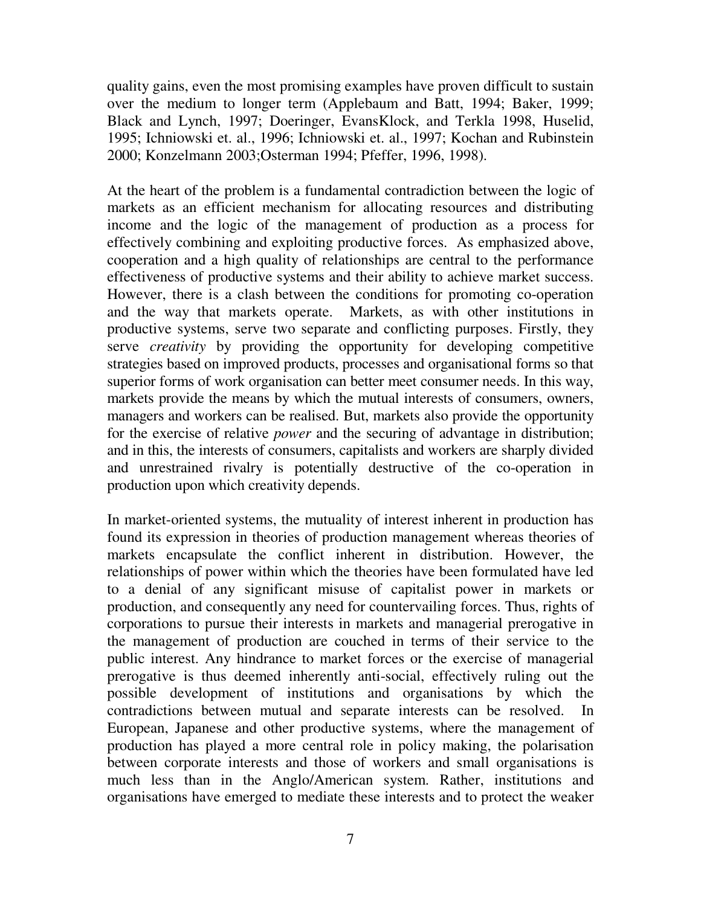quality gains, even the most promising examples have proven difficult to sustain over the medium to longer term (Applebaum and Batt, 1994; Baker, 1999; Black and Lynch, 1997; Doeringer, EvansKlock, and Terkla 1998, Huselid, 1995; Ichniowski et. al., 1996; Ichniowski et. al., 1997; Kochan and Rubinstein 2000; Konzelmann 2003;Osterman 1994; Pfeffer, 1996, 1998).

At the heart of the problem is a fundamental contradiction between the logic of markets as an efficient mechanism for allocating resources and distributing income and the logic of the management of production as a process for effectively combining and exploiting productive forces. As emphasized above, cooperation and a high quality of relationships are central to the performance effectiveness of productive systems and their ability to achieve market success. However, there is a clash between the conditions for promoting co-operation and the way that markets operate. Markets, as with other institutions in productive systems, serve two separate and conflicting purposes. Firstly, they serve *creativity* by providing the opportunity for developing competitive strategies based on improved products, processes and organisational forms so that superior forms of work organisation can better meet consumer needs. In this way, markets provide the means by which the mutual interests of consumers, owners, managers and workers can be realised. But, markets also provide the opportunity for the exercise of relative *power* and the securing of advantage in distribution; and in this, the interests of consumers, capitalists and workers are sharply divided and unrestrained rivalry is potentially destructive of the co-operation in production upon which creativity depends.

In market-oriented systems, the mutuality of interest inherent in production has found its expression in theories of production management whereas theories of markets encapsulate the conflict inherent in distribution. However, the relationships of power within which the theories have been formulated have led to a denial of any significant misuse of capitalist power in markets or production, and consequently any need for countervailing forces. Thus, rights of corporations to pursue their interests in markets and managerial prerogative in the management of production are couched in terms of their service to the public interest. Any hindrance to market forces or the exercise of managerial prerogative is thus deemed inherently anti-social, effectively ruling out the possible development of institutions and organisations by which the contradictions between mutual and separate interests can be resolved. In European, Japanese and other productive systems, where the management of production has played a more central role in policy making, the polarisation between corporate interests and those of workers and small organisations is much less than in the Anglo/American system. Rather, institutions and organisations have emerged to mediate these interests and to protect the weaker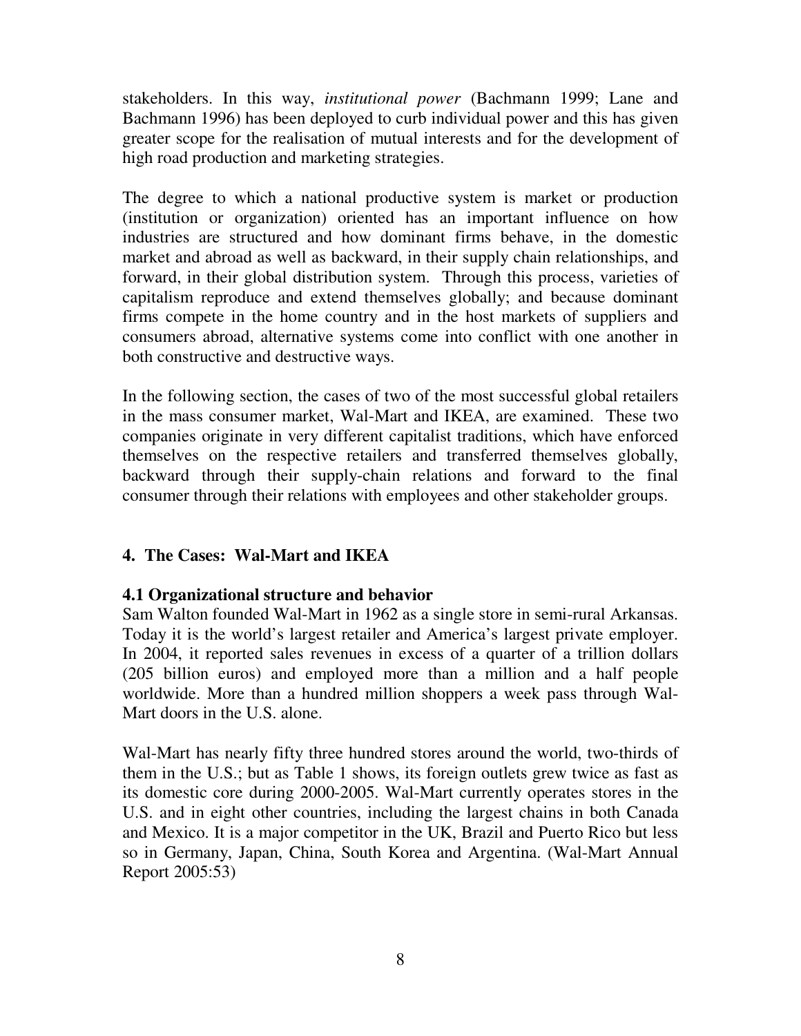stakeholders. In this way, *institutional power* (Bachmann 1999; Lane and Bachmann 1996) has been deployed to curb individual power and this has given greater scope for the realisation of mutual interests and for the development of high road production and marketing strategies.

The degree to which a national productive system is market or production (institution or organization) oriented has an important influence on how industries are structured and how dominant firms behave, in the domestic market and abroad as well as backward, in their supply chain relationships, and forward, in their global distribution system. Through this process, varieties of capitalism reproduce and extend themselves globally; and because dominant firms compete in the home country and in the host markets of suppliers and consumers abroad, alternative systems come into conflict with one another in both constructive and destructive ways.

In the following section, the cases of two of the most successful global retailers in the mass consumer market, Wal-Mart and IKEA, are examined. These two companies originate in very different capitalist traditions, which have enforced themselves on the respective retailers and transferred themselves globally, backward through their supply-chain relations and forward to the final consumer through their relations with employees and other stakeholder groups.

## 4. The Cases: Wal-Mart and IKEA

### 4.1 Organizational structure and behavior

Sam Walton founded Wal-Mart in 1962 as a single store in semi-rural Arkansas. Today it is the world's largest retailer and America's largest private employer. In 2004, it reported sales revenues in excess of a quarter of a trillion dollars (205 billion euros) and employed more than a million and a half people worldwide. More than a hundred million shoppers a week pass through Wal-Mart doors in the U.S. alone.

Wal-Mart has nearly fifty three hundred stores around the world, two-thirds of them in the U.S.; but as Table 1 shows, its foreign outlets grew twice as fast as its domestic core during 2000-2005. Wal-Mart currently operates stores in the U.S. and in eight other countries, including the largest chains in both Canada and Mexico. It is a major competitor in the UK, Brazil and Puerto Rico but less so in Germany, Japan, China, South Korea and Argentina. (Wal-Mart Annual Report 2005:53)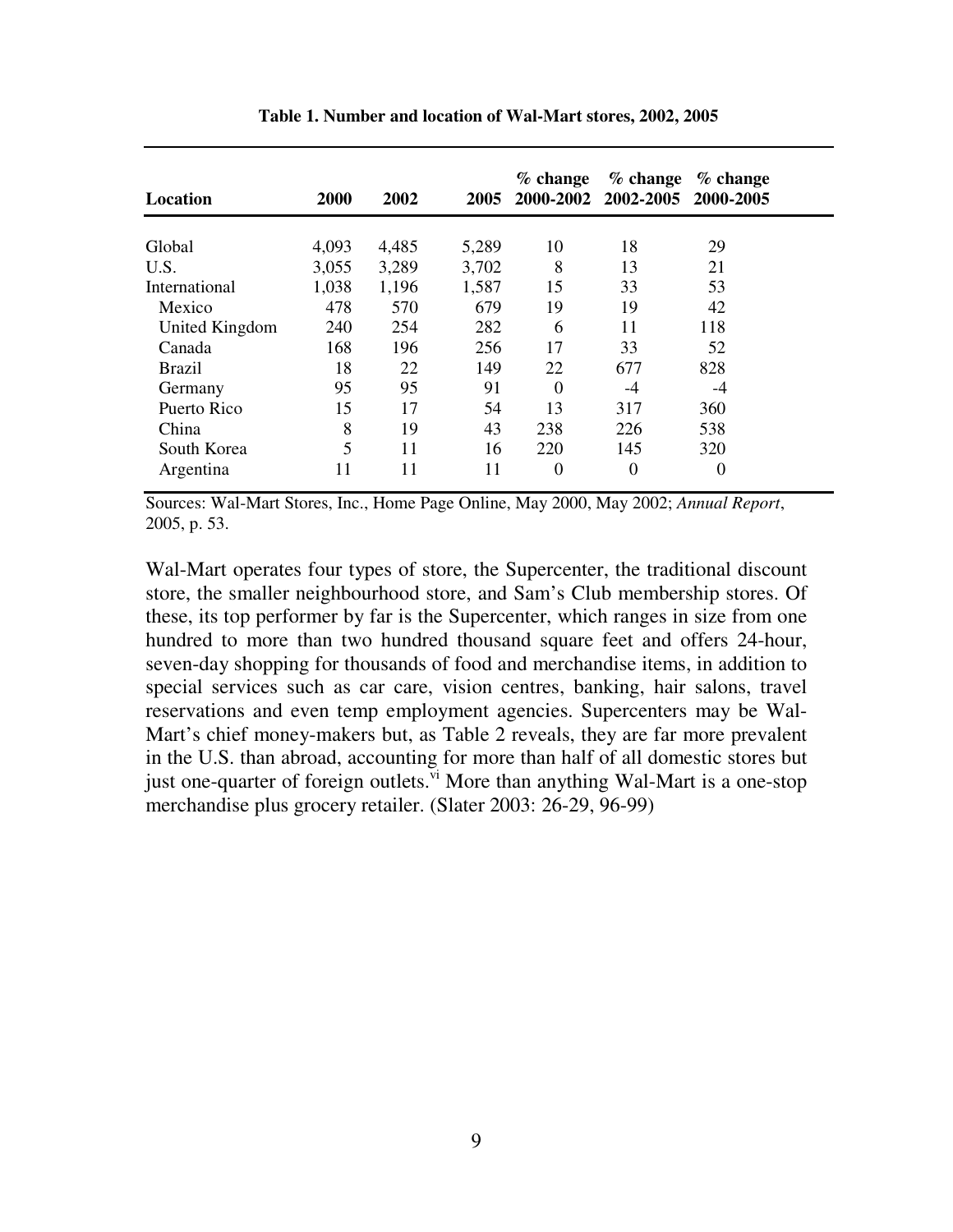**Table 1. Number and location of Wal-Mart stores, 2002, 2005**

| Location | 2000 | 2002 | 2005 | % change 2000-2002 | % change 2002-2005 | % change 2000-2005 |
|---|---|---|---|---|---|---|
| Global | 4,093 | 4,485 | 5,289 | 10 | 18 | 29 |
| U.S. | 3,055 | 3,289 | 3,702 | 8 | 13 | 21 |
| International | 1,038 | 1,196 | 1,587 | 15 | 33 | 53 |
| Mexico | 478 | 570 | 679 | 19 | 19 | 42 |
| United Kingdom | 240 | 254 | 282 | 6 | 11 | 118 |
| Canada | 168 | 196 | 256 | 17 | 33 | 52 |
| Brazil | 18 | 22 | 149 | 22 | 677 | 828 |
| Germany | 95 | 95 | 91 | 0 | -4 | -4 |
| Puerto Rico | 15 | 17 | 54 | 13 | 317 | 360 |
| China | 8 | 19 | 43 | 238 | 226 | 538 |
| South Korea | 5 | 11 | 16 | 220 | 145 | 320 |
| Argentina | 11 | 11 | 11 | 0 | 0 | 0 |

Sources: Wal-Mart Stores, Inc., Home Page Online, May 2000, May 2002; *Annual Report*, 2005, p. 53.

Wal-Mart operates four types of store, the Supercenter, the traditional discount store, the smaller neighbourhood store, and Sam's Club membership stores. Of these, its top performer by far is the Supercenter, which ranges in size from one hundred to more than two hundred thousand square feet and offers 24-hour, seven-day shopping for thousands of food and merchandise items, in addition to special services such as car care, vision centres, banking, hair salons, travel reservations and even temp employment agencies. Supercenters may be Wal-Mart's chief money-makers but, as Table 2 reveals, they are far more prevalent in the U.S. than abroad, accounting for more than half of all domestic stores but just one-quarter of foreign outlets.[vi] More than anything Wal-Mart is a one-stop merchandise plus grocery retailer. (Slater 2003: 26-29, 96-99)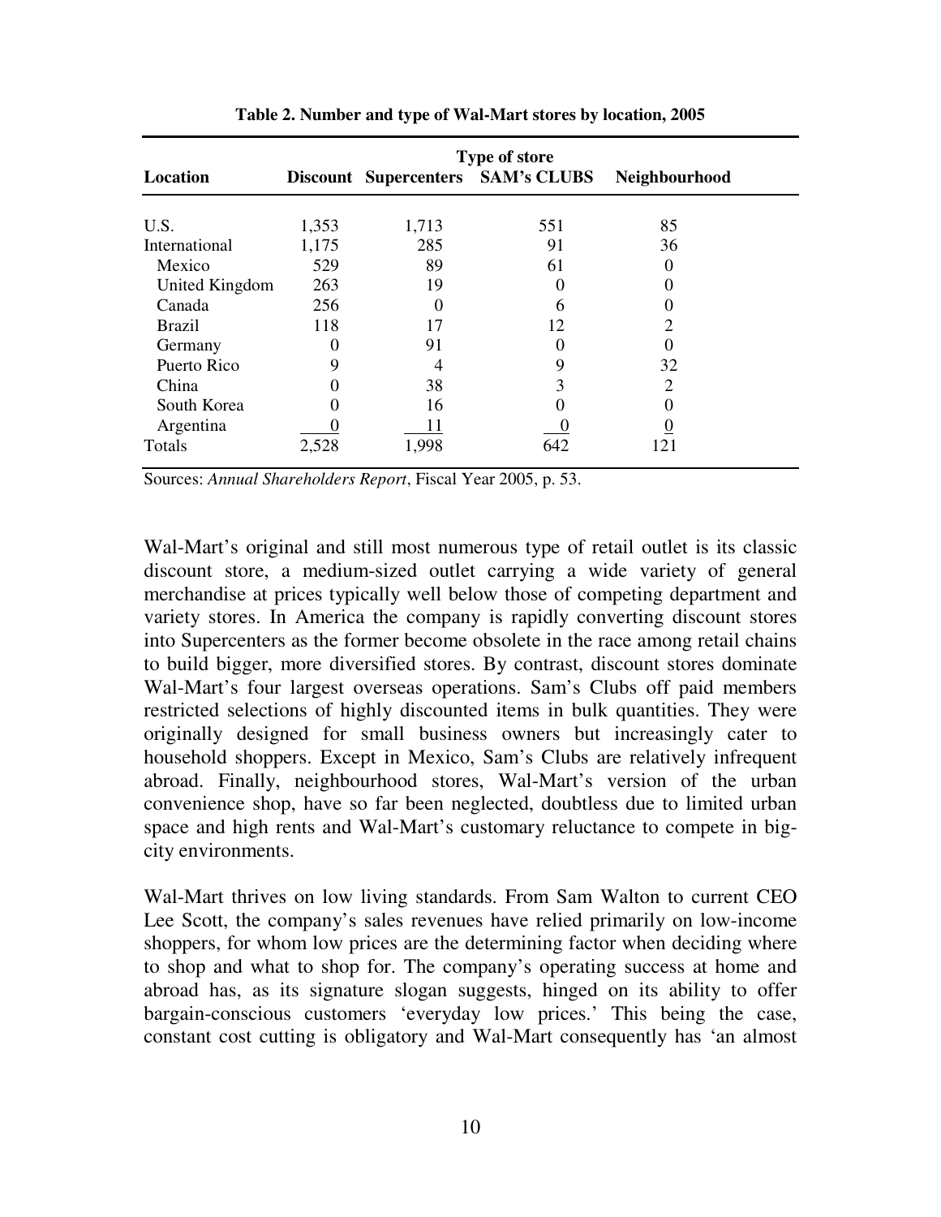**Table 2. Number and type of Wal-Mart stores by location, 2005**

| Location | Type of store | | | |
|---|---|---|---|---|
| | Discount | Supercenters | SAM's CLUBS | Neighbourhood |
| U.S. | 1,353 | 1,713 | 551 | 85 |
| International | 1,175 | 285 | 91 | 36 |
| Mexico | 529 | 89 | 61 | 0 |
| United Kingdom | 263 | 19 | 0 | 0 |
| Canada | 256 | 0 | 6 | 0 |
| Brazil | 118 | 17 | 12 | 2 |
| Germany | 0 | 91 | 0 | 0 |
| Puerto Rico | 9 | 4 | 9 | 32 |
| China | 0 | 38 | 3 | 2 |
| South Korea | 0 | 16 | 0 | 0 |
| Argentina | 0 | 11 | 0 | 0 |
| Totals | 2,528 | 1,998 | 642 | 121 |

Sources: *Annual Shareholders Report*, Fiscal Year 2005, p. 53.

Wal-Mart's original and still most numerous type of retail outlet is its classic discount store, a medium-sized outlet carrying a wide variety of general merchandise at prices typically well below those of competing department and variety stores. In America the company is rapidly converting discount stores into Supercenters as the former become obsolete in the race among retail chains to build bigger, more diversified stores. By contrast, discount stores dominate Wal-Mart's four largest overseas operations. Sam's Clubs off paid members restricted selections of highly discounted items in bulk quantities. They were originally designed for small business owners but increasingly cater to household shoppers. Except in Mexico, Sam's Clubs are relatively infrequent abroad. Finally, neighbourhood stores, Wal-Mart's version of the urban convenience shop, have so far been neglected, doubtless due to limited urban space and high rents and Wal-Mart's customary reluctance to compete in big-city environments.

Wal-Mart thrives on low living standards. From Sam Walton to current CEO Lee Scott, the company's sales revenues have relied primarily on low-income shoppers, for whom low prices are the determining factor when deciding where to shop and what to shop for. The company's operating success at home and abroad has, as its signature slogan suggests, hinged on its ability to offer bargain-conscious customers 'everyday low prices.' This being the case, constant cost cutting is obligatory and Wal-Mart consequently has 'an almost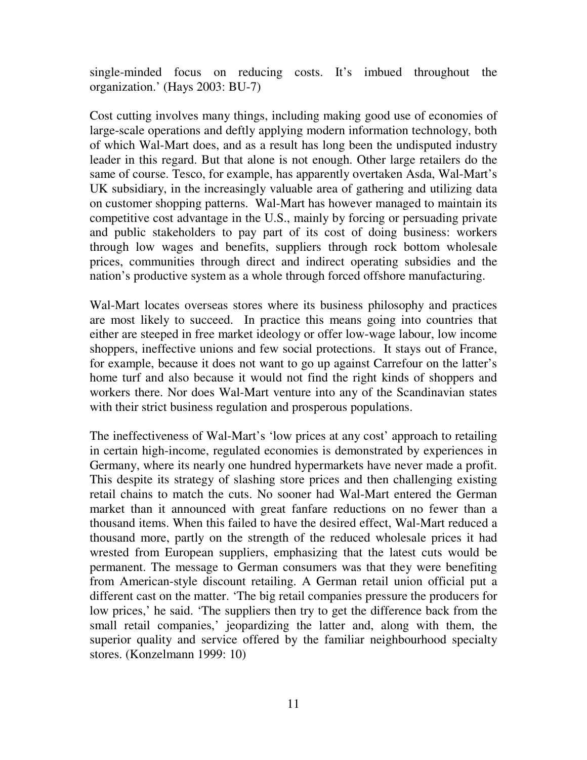single-minded focus on reducing costs. It's imbued throughout the organization.' (Hays 2003: BU-7)

Cost cutting involves many things, including making good use of economies of large-scale operations and deftly applying modern information technology, both of which Wal-Mart does, and as a result has long been the undisputed industry leader in this regard. But that alone is not enough. Other large retailers do the same of course. Tesco, for example, has apparently overtaken Asda, Wal-Mart's UK subsidiary, in the increasingly valuable area of gathering and utilizing data on customer shopping patterns. Wal-Mart has however managed to maintain its competitive cost advantage in the U.S., mainly by forcing or persuading private and public stakeholders to pay part of its cost of doing business: workers through low wages and benefits, suppliers through rock bottom wholesale prices, communities through direct and indirect operating subsidies and the nation's productive system as a whole through forced offshore manufacturing.

Wal-Mart locates overseas stores where its business philosophy and practices are most likely to succeed. In practice this means going into countries that either are steeped in free market ideology or offer low-wage labour, low income shoppers, ineffective unions and few social protections. It stays out of France, for example, because it does not want to go up against Carrefour on the latter's home turf and also because it would not find the right kinds of shoppers and workers there. Nor does Wal-Mart venture into any of the Scandinavian states with their strict business regulation and prosperous populations.

The ineffectiveness of Wal-Mart's 'low prices at any cost' approach to retailing in certain high-income, regulated economies is demonstrated by experiences in Germany, where its nearly one hundred hypermarkets have never made a profit. This despite its strategy of slashing store prices and then challenging existing retail chains to match the cuts. No sooner had Wal-Mart entered the German market than it announced with great fanfare reductions on no fewer than a thousand items. When this failed to have the desired effect, Wal-Mart reduced a thousand more, partly on the strength of the reduced wholesale prices it had wrested from European suppliers, emphasizing that the latest cuts would be permanent. The message to German consumers was that they were benefiting from American-style discount retailing. A German retail union official put a different cast on the matter. 'The big retail companies pressure the producers for low prices,' he said. 'The suppliers then try to get the difference back from the small retail companies,' jeopardizing the latter and, along with them, the superior quality and service offered by the familiar neighbourhood specialty stores. (Konzelmann 1999: 10)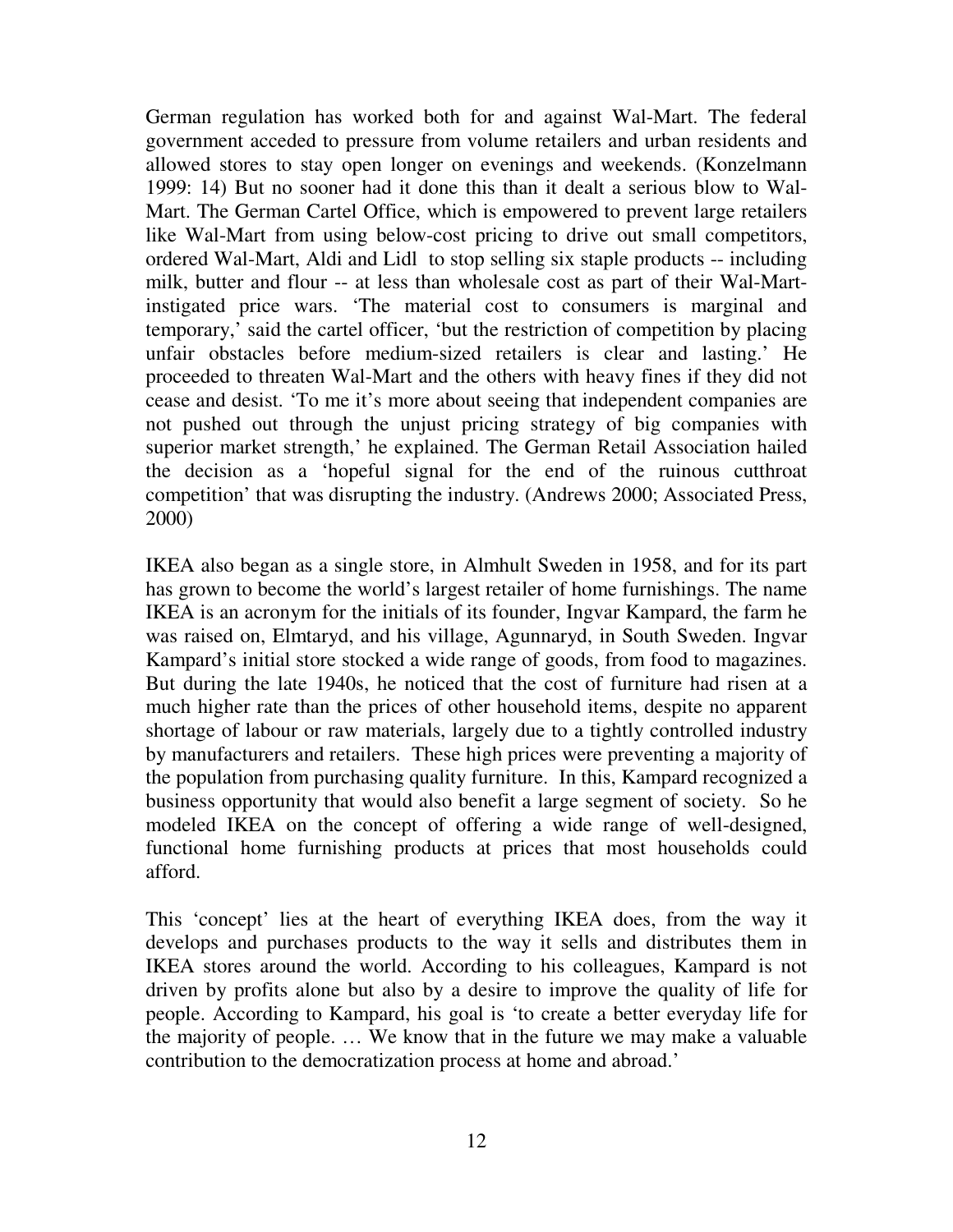German regulation has worked both for and against Wal-Mart. The federal government acceded to pressure from volume retailers and urban residents and allowed stores to stay open longer on evenings and weekends. (Konzelmann 1999: 14) But no sooner had it done this than it dealt a serious blow to Wal-Mart. The German Cartel Office, which is empowered to prevent large retailers like Wal-Mart from using below-cost pricing to drive out small competitors, ordered Wal-Mart, Aldi and Lidl to stop selling six staple products -- including milk, butter and flour -- at less than wholesale cost as part of their Wal-Mart-instigated price wars. 'The material cost to consumers is marginal and temporary,' said the cartel officer, 'but the restriction of competition by placing unfair obstacles before medium-sized retailers is clear and lasting.' He proceeded to threaten Wal-Mart and the others with heavy fines if they did not cease and desist. 'To me it's more about seeing that independent companies are not pushed out through the unjust pricing strategy of big companies with superior market strength,' he explained. The German Retail Association hailed the decision as a 'hopeful signal for the end of the ruinous cutthroat competition' that was disrupting the industry. (Andrews 2000; Associated Press, 2000)

IKEA also began as a single store, in Almhult Sweden in 1958, and for its part has grown to become the world's largest retailer of home furnishings. The name IKEA is an acronym for the initials of its founder, Ingvar Kampard, the farm he was raised on, Elmtaryd, and his village, Agunnaryd, in South Sweden. Ingvar Kampard's initial store stocked a wide range of goods, from food to magazines. But during the late 1940s, he noticed that the cost of furniture had risen at a much higher rate than the prices of other household items, despite no apparent shortage of labour or raw materials, largely due to a tightly controlled industry by manufacturers and retailers. These high prices were preventing a majority of the population from purchasing quality furniture. In this, Kampard recognized a business opportunity that would also benefit a large segment of society. So he modeled IKEA on the concept of offering a wide range of well-designed, functional home furnishing products at prices that most households could afford.

This 'concept' lies at the heart of everything IKEA does, from the way it develops and purchases products to the way it sells and distributes them in IKEA stores around the world. According to his colleagues, Kampard is not driven by profits alone but also by a desire to improve the quality of life for people. According to Kampard, his goal is 'to create a better everyday life for the majority of people. … We know that in the future we may make a valuable contribution to the democratization process at home and abroad.'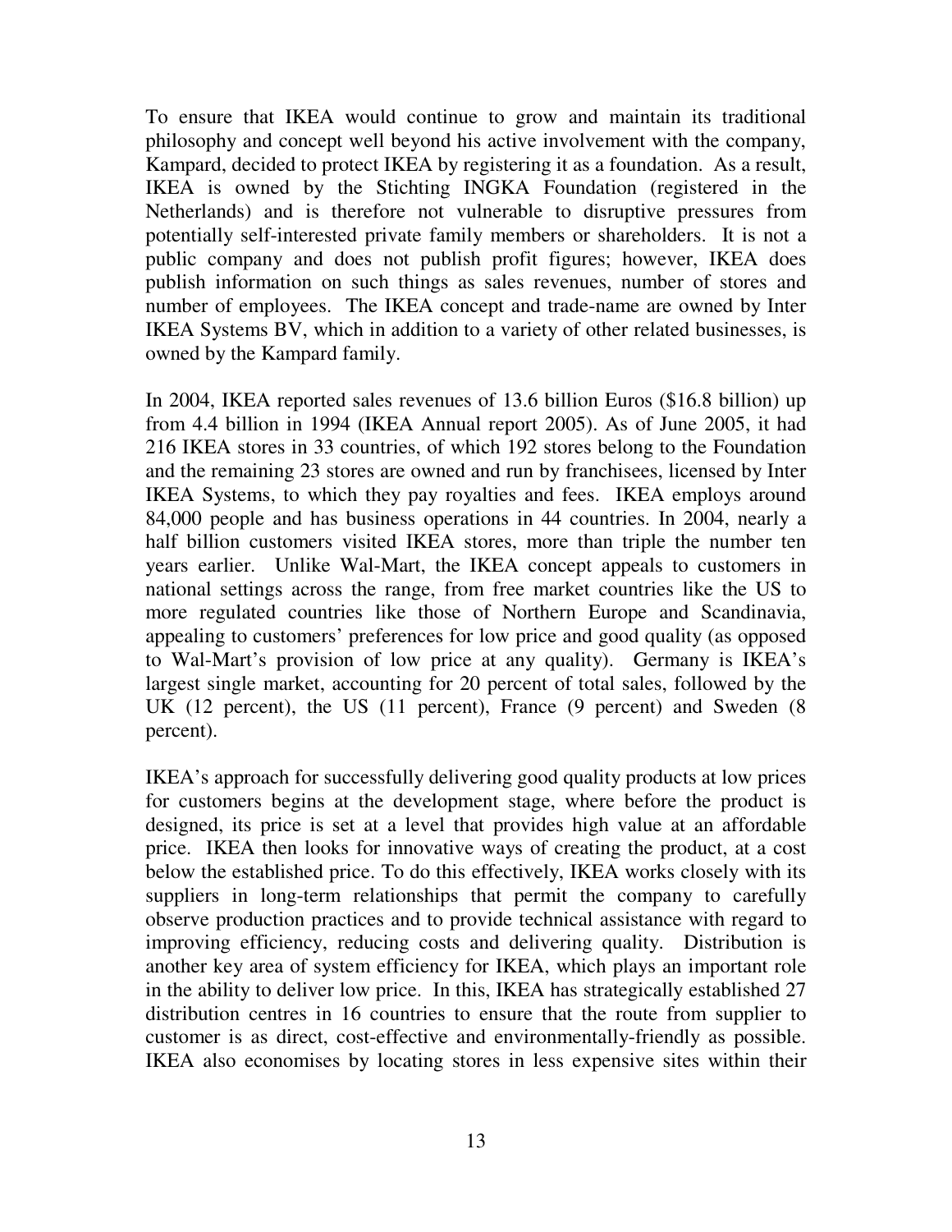To ensure that IKEA would continue to grow and maintain its traditional philosophy and concept well beyond his active involvement with the company, Kampard, decided to protect IKEA by registering it as a foundation. As a result, IKEA is owned by the Stichting INGKA Foundation (registered in the Netherlands) and is therefore not vulnerable to disruptive pressures from potentially self-interested private family members or shareholders. It is not a public company and does not publish profit figures; however, IKEA does publish information on such things as sales revenues, number of stores and number of employees. The IKEA concept and trade-name are owned by Inter IKEA Systems BV, which in addition to a variety of other related businesses, is owned by the Kampard family.

In 2004, IKEA reported sales revenues of 13.6 billion Euros ($16.8 billion) up from 4.4 billion in 1994 (IKEA Annual report 2005). As of June 2005, it had 216 IKEA stores in 33 countries, of which 192 stores belong to the Foundation and the remaining 23 stores are owned and run by franchisees, licensed by Inter IKEA Systems, to which they pay royalties and fees. IKEA employs around 84,000 people and has business operations in 44 countries. In 2004, nearly a half billion customers visited IKEA stores, more than triple the number ten years earlier. Unlike Wal-Mart, the IKEA concept appeals to customers in national settings across the range, from free market countries like the US to more regulated countries like those of Northern Europe and Scandinavia, appealing to customers' preferences for low price and good quality (as opposed to Wal-Mart's provision of low price at any quality). Germany is IKEA's largest single market, accounting for 20 percent of total sales, followed by the UK (12 percent), the US (11 percent), France (9 percent) and Sweden (8 percent).

IKEA's approach for successfully delivering good quality products at low prices for customers begins at the development stage, where before the product is designed, its price is set at a level that provides high value at an affordable price. IKEA then looks for innovative ways of creating the product, at a cost below the established price. To do this effectively, IKEA works closely with its suppliers in long-term relationships that permit the company to carefully observe production practices and to provide technical assistance with regard to improving efficiency, reducing costs and delivering quality. Distribution is another key area of system efficiency for IKEA, which plays an important role in the ability to deliver low price. In this, IKEA has strategically established 27 distribution centres in 16 countries to ensure that the route from supplier to customer is as direct, cost-effective and environmentally-friendly as possible. IKEA also economises by locating stores in less expensive sites within their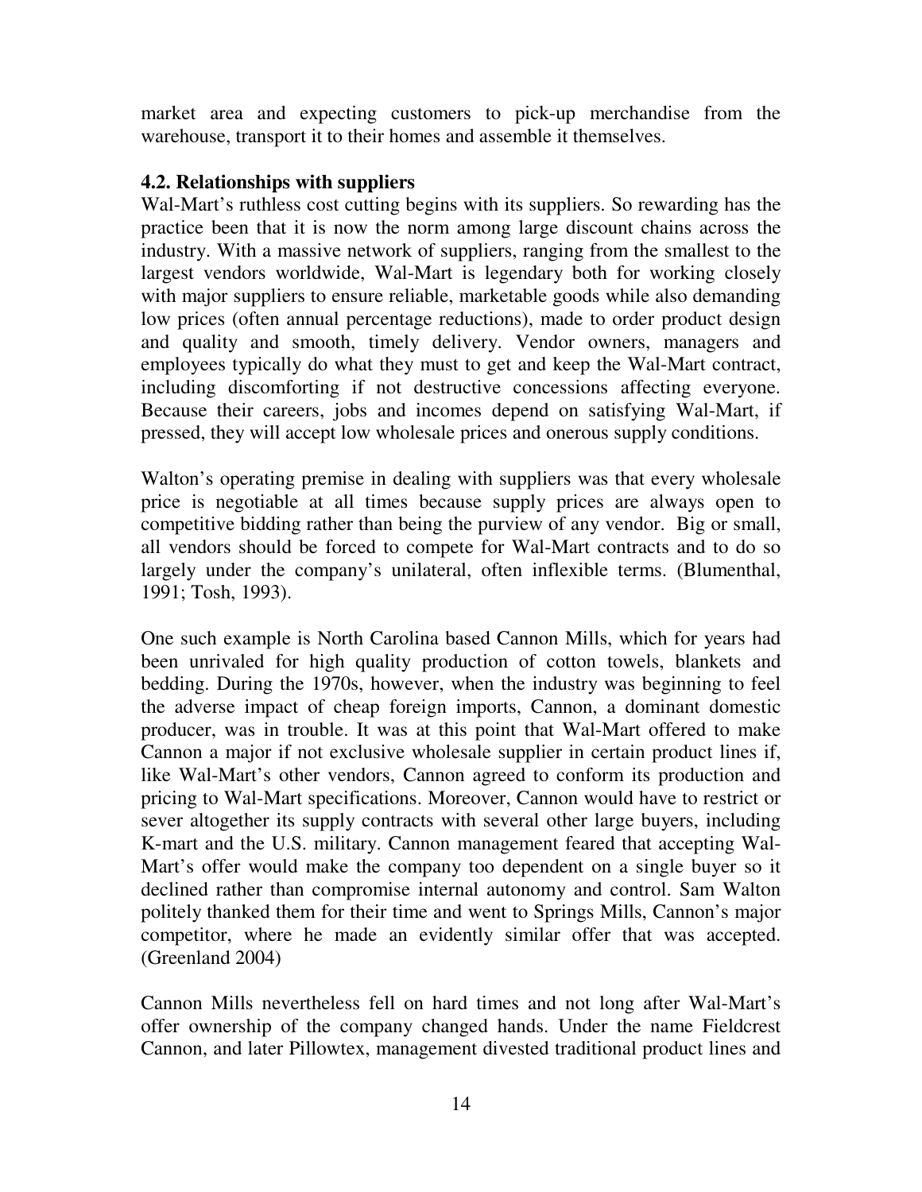market area and expecting customers to pick-up merchandise from the warehouse, transport it to their homes and assemble it themselves.

### 4.2. Relationships with suppliers

Wal-Mart's ruthless cost cutting begins with its suppliers. So rewarding has the practice been that it is now the norm among large discount chains across the industry. With a massive network of suppliers, ranging from the smallest to the largest vendors worldwide, Wal-Mart is legendary both for working closely with major suppliers to ensure reliable, marketable goods while also demanding low prices (often annual percentage reductions), made to order product design and quality and smooth, timely delivery. Vendor owners, managers and employees typically do what they must to get and keep the Wal-Mart contract, including discomforting if not destructive concessions affecting everyone. Because their careers, jobs and incomes depend on satisfying Wal-Mart, if pressed, they will accept low wholesale prices and onerous supply conditions.

Walton's operating premise in dealing with suppliers was that every wholesale price is negotiable at all times because supply prices are always open to competitive bidding rather than being the purview of any vendor. Big or small, all vendors should be forced to compete for Wal-Mart contracts and to do so largely under the company's unilateral, often inflexible terms. (Blumenthal, 1991; Tosh, 1993).

One such example is North Carolina based Cannon Mills, which for years had been unrivaled for high quality production of cotton towels, blankets and bedding. During the 1970s, however, when the industry was beginning to feel the adverse impact of cheap foreign imports, Cannon, a dominant domestic producer, was in trouble. It was at this point that Wal-Mart offered to make Cannon a major if not exclusive wholesale supplier in certain product lines if, like Wal-Mart's other vendors, Cannon agreed to conform its production and pricing to Wal-Mart specifications. Moreover, Cannon would have to restrict or sever altogether its supply contracts with several other large buyers, including K-mart and the U.S. military. Cannon management feared that accepting Wal-Mart's offer would make the company too dependent on a single buyer so it declined rather than compromise internal autonomy and control. Sam Walton politely thanked them for their time and went to Springs Mills, Cannon's major competitor, where he made an evidently similar offer that was accepted. (Greenland 2004)

Cannon Mills nevertheless fell on hard times and not long after Wal-Mart's offer ownership of the company changed hands. Under the name Fieldcrest Cannon, and later Pillowtex, management divested traditional product lines and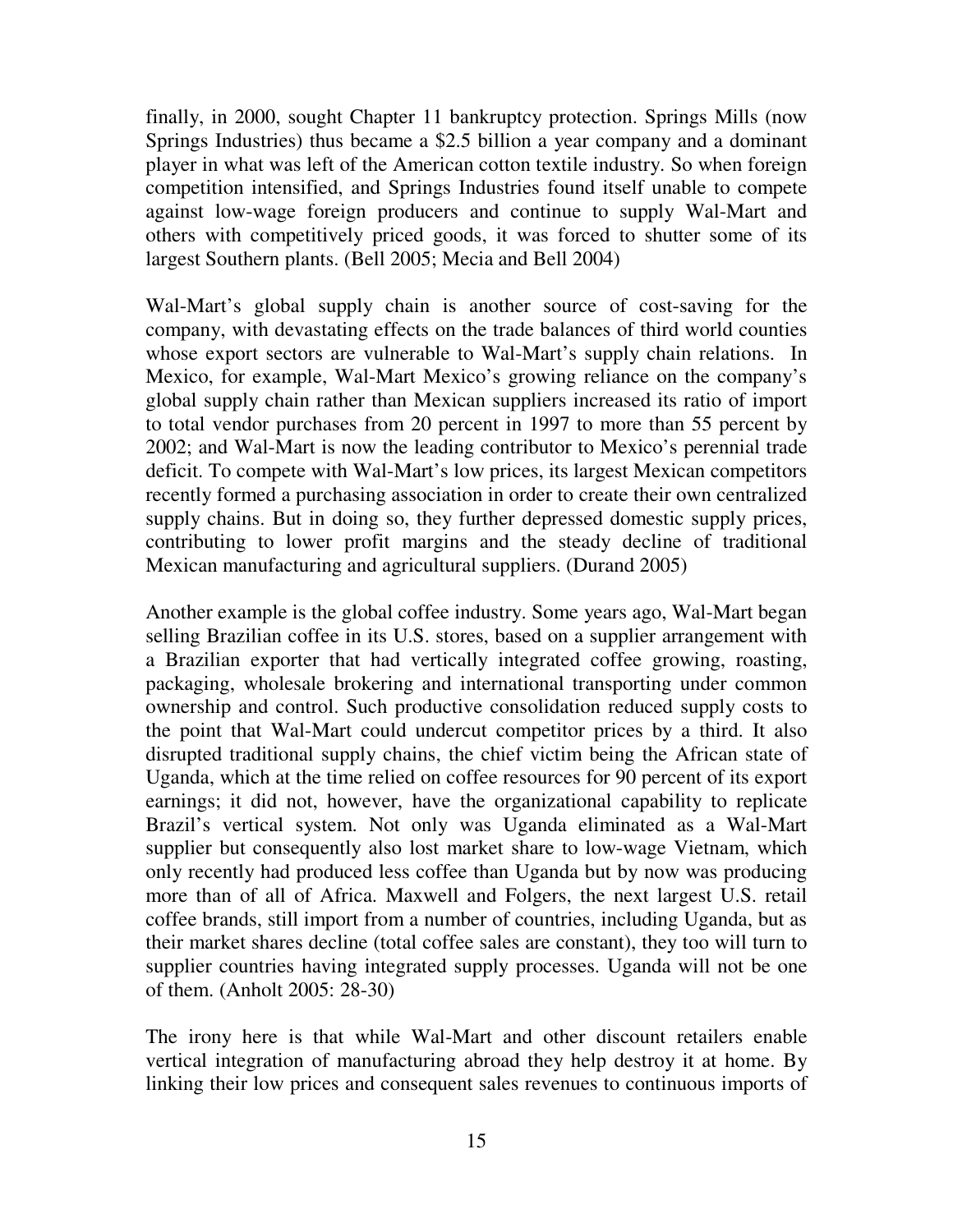finally, in 2000, sought Chapter 11 bankruptcy protection. Springs Mills (now Springs Industries) thus became a $2.5 billion a year company and a dominant player in what was left of the American cotton textile industry. So when foreign competition intensified, and Springs Industries found itself unable to compete against low-wage foreign producers and continue to supply Wal-Mart and others with competitively priced goods, it was forced to shutter some of its largest Southern plants. (Bell 2005; Mecia and Bell 2004)

Wal-Mart's global supply chain is another source of cost-saving for the company, with devastating effects on the trade balances of third world counties whose export sectors are vulnerable to Wal-Mart's supply chain relations. In Mexico, for example, Wal-Mart Mexico's growing reliance on the company's global supply chain rather than Mexican suppliers increased its ratio of import to total vendor purchases from 20 percent in 1997 to more than 55 percent by 2002; and Wal-Mart is now the leading contributor to Mexico's perennial trade deficit. To compete with Wal-Mart's low prices, its largest Mexican competitors recently formed a purchasing association in order to create their own centralized supply chains. But in doing so, they further depressed domestic supply prices, contributing to lower profit margins and the steady decline of traditional Mexican manufacturing and agricultural suppliers. (Durand 2005)

Another example is the global coffee industry. Some years ago, Wal-Mart began selling Brazilian coffee in its U.S. stores, based on a supplier arrangement with a Brazilian exporter that had vertically integrated coffee growing, roasting, packaging, wholesale brokering and international transporting under common ownership and control. Such productive consolidation reduced supply costs to the point that Wal-Mart could undercut competitor prices by a third. It also disrupted traditional supply chains, the chief victim being the African state of Uganda, which at the time relied on coffee resources for 90 percent of its export earnings; it did not, however, have the organizational capability to replicate Brazil's vertical system. Not only was Uganda eliminated as a Wal-Mart supplier but consequently also lost market share to low-wage Vietnam, which only recently had produced less coffee than Uganda but by now was producing more than of all of Africa. Maxwell and Folgers, the next largest U.S. retail coffee brands, still import from a number of countries, including Uganda, but as their market shares decline (total coffee sales are constant), they too will turn to supplier countries having integrated supply processes. Uganda will not be one of them. (Anholt 2005: 28-30)

The irony here is that while Wal-Mart and other discount retailers enable vertical integration of manufacturing abroad they help destroy it at home. By linking their low prices and consequent sales revenues to continuous imports of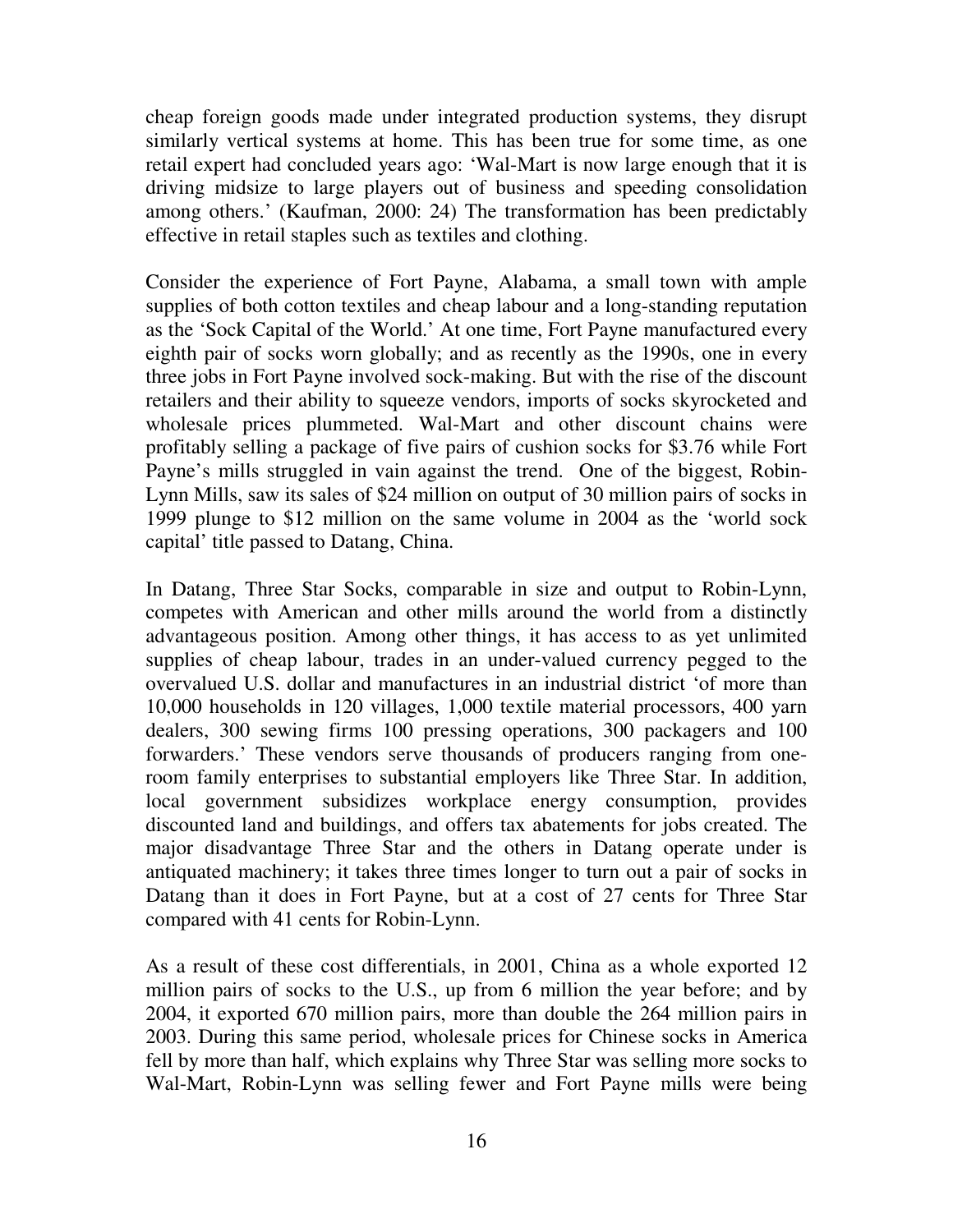cheap foreign goods made under integrated production systems, they disrupt similarly vertical systems at home. This has been true for some time, as one retail expert had concluded years ago: 'Wal-Mart is now large enough that it is driving midsize to large players out of business and speeding consolidation among others.' (Kaufman, 2000: 24) The transformation has been predictably effective in retail staples such as textiles and clothing.

Consider the experience of Fort Payne, Alabama, a small town with ample supplies of both cotton textiles and cheap labour and a long-standing reputation as the 'Sock Capital of the World.' At one time, Fort Payne manufactured every eighth pair of socks worn globally; and as recently as the 1990s, one in every three jobs in Fort Payne involved sock-making. But with the rise of the discount retailers and their ability to squeeze vendors, imports of socks skyrocketed and wholesale prices plummeted. Wal-Mart and other discount chains were profitably selling a package of five pairs of cushion socks for $3.76 while Fort Payne's mills struggled in vain against the trend. One of the biggest, Robin-Lynn Mills, saw its sales of $24 million on output of 30 million pairs of socks in 1999 plunge to $12 million on the same volume in 2004 as the 'world sock capital' title passed to Datang, China.

In Datang, Three Star Socks, comparable in size and output to Robin-Lynn, competes with American and other mills around the world from a distinctly advantageous position. Among other things, it has access to as yet unlimited supplies of cheap labour, trades in an under-valued currency pegged to the overvalued U.S. dollar and manufactures in an industrial district 'of more than 10,000 households in 120 villages, 1,000 textile material processors, 400 yarn dealers, 300 sewing firms 100 pressing operations, 300 packagers and 100 forwarders.' These vendors serve thousands of producers ranging from one-room family enterprises to substantial employers like Three Star. In addition, local government subsidizes workplace energy consumption, provides discounted land and buildings, and offers tax abatements for jobs created. The major disadvantage Three Star and the others in Datang operate under is antiquated machinery; it takes three times longer to turn out a pair of socks in Datang than it does in Fort Payne, but at a cost of 27 cents for Three Star compared with 41 cents for Robin-Lynn.

As a result of these cost differentials, in 2001, China as a whole exported 12 million pairs of socks to the U.S., up from 6 million the year before; and by 2004, it exported 670 million pairs, more than double the 264 million pairs in 2003. During this same period, wholesale prices for Chinese socks in America fell by more than half, which explains why Three Star was selling more socks to Wal-Mart, Robin-Lynn was selling fewer and Fort Payne mills were being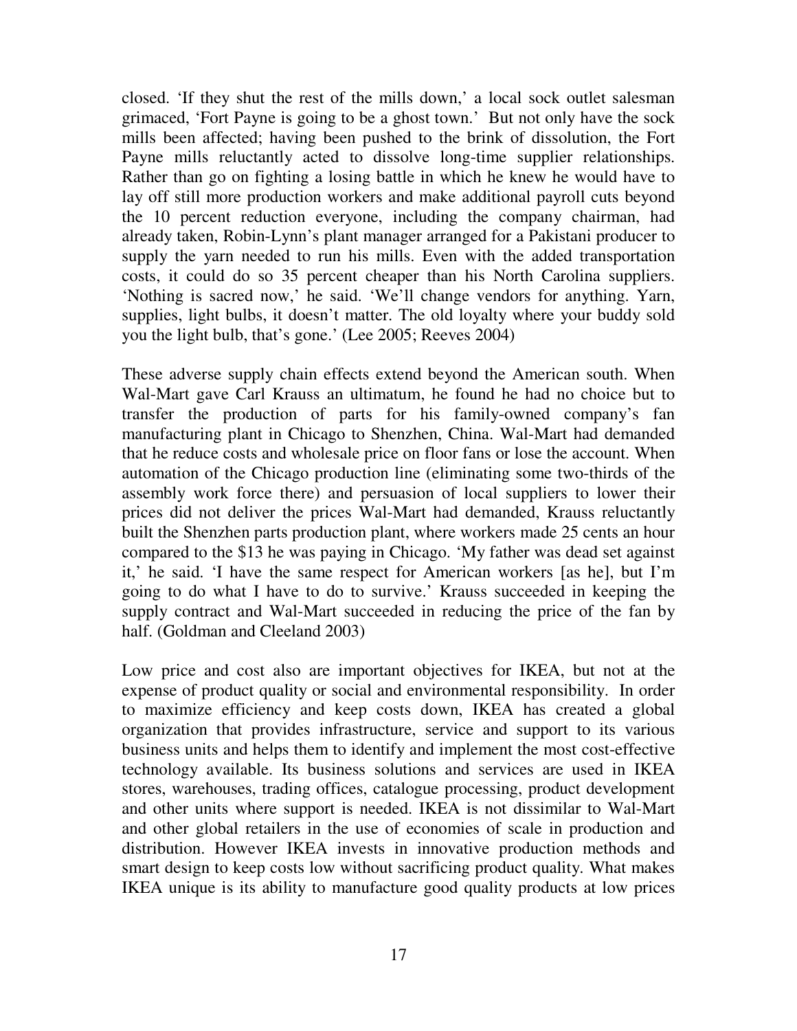closed. 'If they shut the rest of the mills down,' a local sock outlet salesman grimaced, 'Fort Payne is going to be a ghost town.' But not only have the sock mills been affected; having been pushed to the brink of dissolution, the Fort Payne mills reluctantly acted to dissolve long-time supplier relationships. Rather than go on fighting a losing battle in which he knew he would have to lay off still more production workers and make additional payroll cuts beyond the 10 percent reduction everyone, including the company chairman, had already taken, Robin-Lynn's plant manager arranged for a Pakistani producer to supply the yarn needed to run his mills. Even with the added transportation costs, it could do so 35 percent cheaper than his North Carolina suppliers. 'Nothing is sacred now,' he said. 'We'll change vendors for anything. Yarn, supplies, light bulbs, it doesn't matter. The old loyalty where your buddy sold you the light bulb, that's gone.' (Lee 2005; Reeves 2004)

These adverse supply chain effects extend beyond the American south. When Wal-Mart gave Carl Krauss an ultimatum, he found he had no choice but to transfer the production of parts for his family-owned company's fan manufacturing plant in Chicago to Shenzhen, China. Wal-Mart had demanded that he reduce costs and wholesale price on floor fans or lose the account. When automation of the Chicago production line (eliminating some two-thirds of the assembly work force there) and persuasion of local suppliers to lower their prices did not deliver the prices Wal-Mart had demanded, Krauss reluctantly built the Shenzhen parts production plant, where workers made 25 cents an hour compared to the $13 he was paying in Chicago. 'My father was dead set against it,' he said. 'I have the same respect for American workers [as he], but I'm going to do what I have to do to survive.' Krauss succeeded in keeping the supply contract and Wal-Mart succeeded in reducing the price of the fan by half. (Goldman and Cleeland 2003)

Low price and cost also are important objectives for IKEA, but not at the expense of product quality or social and environmental responsibility. In order to maximize efficiency and keep costs down, IKEA has created a global organization that provides infrastructure, service and support to its various business units and helps them to identify and implement the most cost-effective technology available. Its business solutions and services are used in IKEA stores, warehouses, trading offices, catalogue processing, product development and other units where support is needed. IKEA is not dissimilar to Wal-Mart and other global retailers in the use of economies of scale in production and distribution. However IKEA invests in innovative production methods and smart design to keep costs low without sacrificing product quality. What makes IKEA unique is its ability to manufacture good quality products at low prices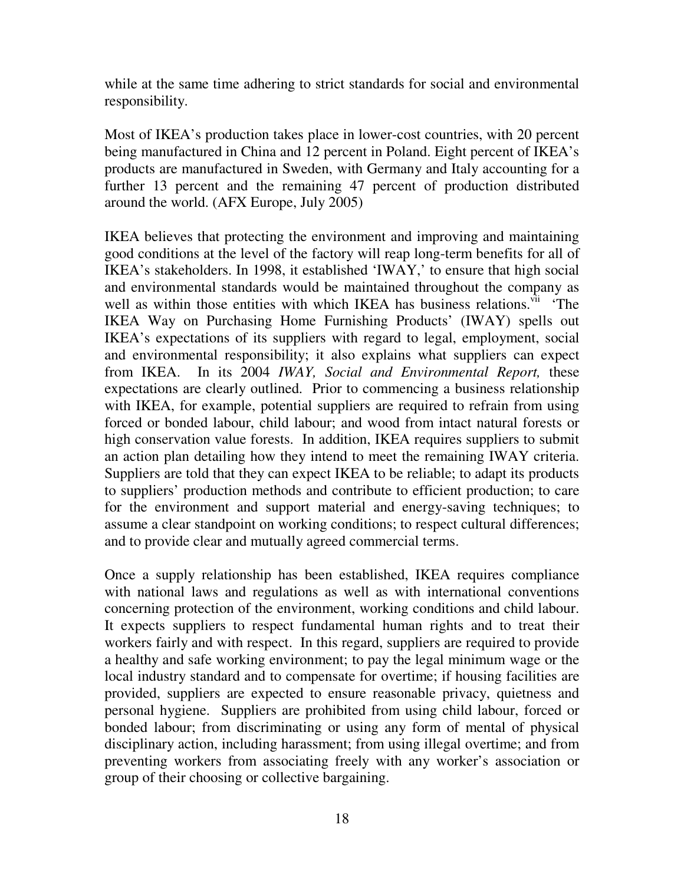while at the same time adhering to strict standards for social and environmental responsibility.

Most of IKEA's production takes place in lower-cost countries, with 20 percent being manufactured in China and 12 percent in Poland. Eight percent of IKEA's products are manufactured in Sweden, with Germany and Italy accounting for a further 13 percent and the remaining 47 percent of production distributed around the world. (AFX Europe, July 2005)

IKEA believes that protecting the environment and improving and maintaining good conditions at the level of the factory will reap long-term benefits for all of IKEA's stakeholders. In 1998, it established 'IWAY,' to ensure that high social and environmental standards would be maintained throughout the company as well as within those entities with which IKEA has business relations.[vii] 'The IKEA Way on Purchasing Home Furnishing Products' (IWAY) spells out IKEA's expectations of its suppliers with regard to legal, employment, social and environmental responsibility; it also explains what suppliers can expect from IKEA. In its 2004 *IWAY, Social and Environmental Report,* these expectations are clearly outlined. Prior to commencing a business relationship with IKEA, for example, potential suppliers are required to refrain from using forced or bonded labour, child labour; and wood from intact natural forests or high conservation value forests. In addition, IKEA requires suppliers to submit an action plan detailing how they intend to meet the remaining IWAY criteria. Suppliers are told that they can expect IKEA to be reliable; to adapt its products to suppliers' production methods and contribute to efficient production; to care for the environment and support material and energy-saving techniques; to assume a clear standpoint on working conditions; to respect cultural differences; and to provide clear and mutually agreed commercial terms.

Once a supply relationship has been established, IKEA requires compliance with national laws and regulations as well as with international conventions concerning protection of the environment, working conditions and child labour. It expects suppliers to respect fundamental human rights and to treat their workers fairly and with respect. In this regard, suppliers are required to provide a healthy and safe working environment; to pay the legal minimum wage or the local industry standard and to compensate for overtime; if housing facilities are provided, suppliers are expected to ensure reasonable privacy, quietness and personal hygiene. Suppliers are prohibited from using child labour, forced or bonded labour; from discriminating or using any form of mental of physical disciplinary action, including harassment; from using illegal overtime; and from preventing workers from associating freely with any worker's association or group of their choosing or collective bargaining.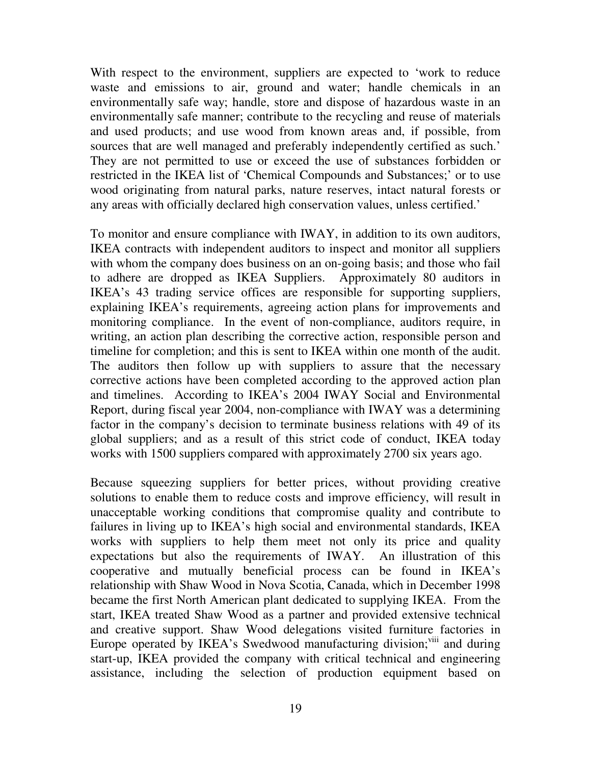With respect to the environment, suppliers are expected to 'work to reduce waste and emissions to air, ground and water; handle chemicals in an environmentally safe way; handle, store and dispose of hazardous waste in an environmentally safe manner; contribute to the recycling and reuse of materials and used products; and use wood from known areas and, if possible, from sources that are well managed and preferably independently certified as such.' They are not permitted to use or exceed the use of substances forbidden or restricted in the IKEA list of 'Chemical Compounds and Substances;' or to use wood originating from natural parks, nature reserves, intact natural forests or any areas with officially declared high conservation values, unless certified.'

To monitor and ensure compliance with IWAY, in addition to its own auditors, IKEA contracts with independent auditors to inspect and monitor all suppliers with whom the company does business on an on-going basis; and those who fail to adhere are dropped as IKEA Suppliers. Approximately 80 auditors in IKEA's 43 trading service offices are responsible for supporting suppliers, explaining IKEA's requirements, agreeing action plans for improvements and monitoring compliance. In the event of non-compliance, auditors require, in writing, an action plan describing the corrective action, responsible person and timeline for completion; and this is sent to IKEA within one month of the audit. The auditors then follow up with suppliers to assure that the necessary corrective actions have been completed according to the approved action plan and timelines. According to IKEA's 2004 IWAY Social and Environmental Report, during fiscal year 2004, non-compliance with IWAY was a determining factor in the company's decision to terminate business relations with 49 of its global suppliers; and as a result of this strict code of conduct, IKEA today works with 1500 suppliers compared with approximately 2700 six years ago.

Because squeezing suppliers for better prices, without providing creative solutions to enable them to reduce costs and improve efficiency, will result in unacceptable working conditions that compromise quality and contribute to failures in living up to IKEA's high social and environmental standards, IKEA works with suppliers to help them meet not only its price and quality expectations but also the requirements of IWAY. An illustration of this cooperative and mutually beneficial process can be found in IKEA's relationship with Shaw Wood in Nova Scotia, Canada, which in December 1998 became the first North American plant dedicated to supplying IKEA. From the start, IKEA treated Shaw Wood as a partner and provided extensive technical and creative support. Shaw Wood delegations visited furniture factories in Europe operated by IKEA's Swedwood manufacturing division;[viii] and during start-up, IKEA provided the company with critical technical and engineering assistance, including the selection of production equipment based on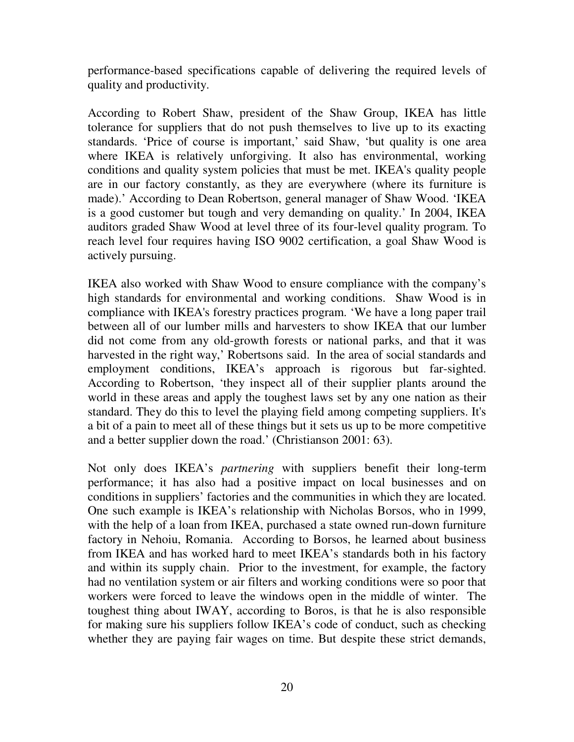performance-based specifications capable of delivering the required levels of quality and productivity.

According to Robert Shaw, president of the Shaw Group, IKEA has little tolerance for suppliers that do not push themselves to live up to its exacting standards. 'Price of course is important,' said Shaw, 'but quality is one area where IKEA is relatively unforgiving. It also has environmental, working conditions and quality system policies that must be met. IKEA's quality people are in our factory constantly, as they are everywhere (where its furniture is made).' According to Dean Robertson, general manager of Shaw Wood. 'IKEA is a good customer but tough and very demanding on quality.' In 2004, IKEA auditors graded Shaw Wood at level three of its four-level quality program. To reach level four requires having ISO 9002 certification, a goal Shaw Wood is actively pursuing.

IKEA also worked with Shaw Wood to ensure compliance with the company's high standards for environmental and working conditions. Shaw Wood is in compliance with IKEA's forestry practices program. 'We have a long paper trail between all of our lumber mills and harvesters to show IKEA that our lumber did not come from any old-growth forests or national parks, and that it was harvested in the right way,' Robertsons said. In the area of social standards and employment conditions, IKEA's approach is rigorous but far-sighted. According to Robertson, 'they inspect all of their supplier plants around the world in these areas and apply the toughest laws set by any one nation as their standard. They do this to level the playing field among competing suppliers. It's a bit of a pain to meet all of these things but it sets us up to be more competitive and a better supplier down the road.' (Christianson 2001: 63).

Not only does IKEA's *partnering* with suppliers benefit their long-term performance; it has also had a positive impact on local businesses and on conditions in suppliers' factories and the communities in which they are located. One such example is IKEA's relationship with Nicholas Borsos, who in 1999, with the help of a loan from IKEA, purchased a state owned run-down furniture factory in Nehoiu, Romania. According to Borsos, he learned about business from IKEA and has worked hard to meet IKEA's standards both in his factory and within its supply chain. Prior to the investment, for example, the factory had no ventilation system or air filters and working conditions were so poor that workers were forced to leave the windows open in the middle of winter. The toughest thing about IWAY, according to Boros, is that he is also responsible for making sure his suppliers follow IKEA's code of conduct, such as checking whether they are paying fair wages on time. But despite these strict demands,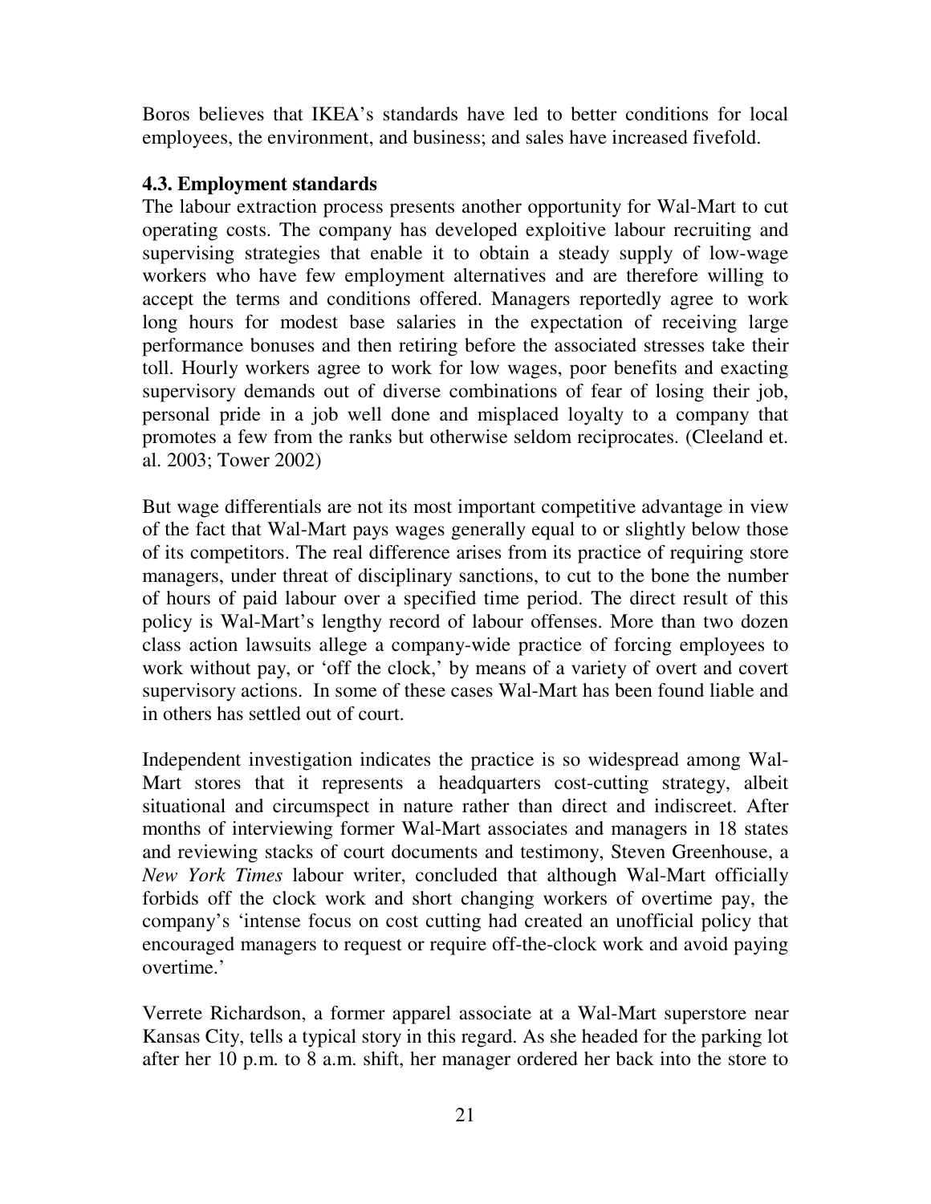Boros believes that IKEA's standards have led to better conditions for local employees, the environment, and business; and sales have increased fivefold.

### 4.3. Employment standards

The labour extraction process presents another opportunity for Wal-Mart to cut operating costs. The company has developed exploitive labour recruiting and supervising strategies that enable it to obtain a steady supply of low-wage workers who have few employment alternatives and are therefore willing to accept the terms and conditions offered. Managers reportedly agree to work long hours for modest base salaries in the expectation of receiving large performance bonuses and then retiring before the associated stresses take their toll. Hourly workers agree to work for low wages, poor benefits and exacting supervisory demands out of diverse combinations of fear of losing their job, personal pride in a job well done and misplaced loyalty to a company that promotes a few from the ranks but otherwise seldom reciprocates. (Cleeland et. al. 2003; Tower 2002)

But wage differentials are not its most important competitive advantage in view of the fact that Wal-Mart pays wages generally equal to or slightly below those of its competitors. The real difference arises from its practice of requiring store managers, under threat of disciplinary sanctions, to cut to the bone the number of hours of paid labour over a specified time period. The direct result of this policy is Wal-Mart's lengthy record of labour offenses. More than two dozen class action lawsuits allege a company-wide practice of forcing employees to work without pay, or 'off the clock,' by means of a variety of overt and covert supervisory actions. In some of these cases Wal-Mart has been found liable and in others has settled out of court.

Independent investigation indicates the practice is so widespread among Wal-Mart stores that it represents a headquarters cost-cutting strategy, albeit situational and circumspect in nature rather than direct and indiscreet. After months of interviewing former Wal-Mart associates and managers in 18 states and reviewing stacks of court documents and testimony, Steven Greenhouse, a *New York Times* labour writer, concluded that although Wal-Mart officially forbids off the clock work and short changing workers of overtime pay, the company's 'intense focus on cost cutting had created an unofficial policy that encouraged managers to request or require off-the-clock work and avoid paying overtime.'

Verrete Richardson, a former apparel associate at a Wal-Mart superstore near Kansas City, tells a typical story in this regard. As she headed for the parking lot after her 10 p.m. to 8 a.m. shift, her manager ordered her back into the store to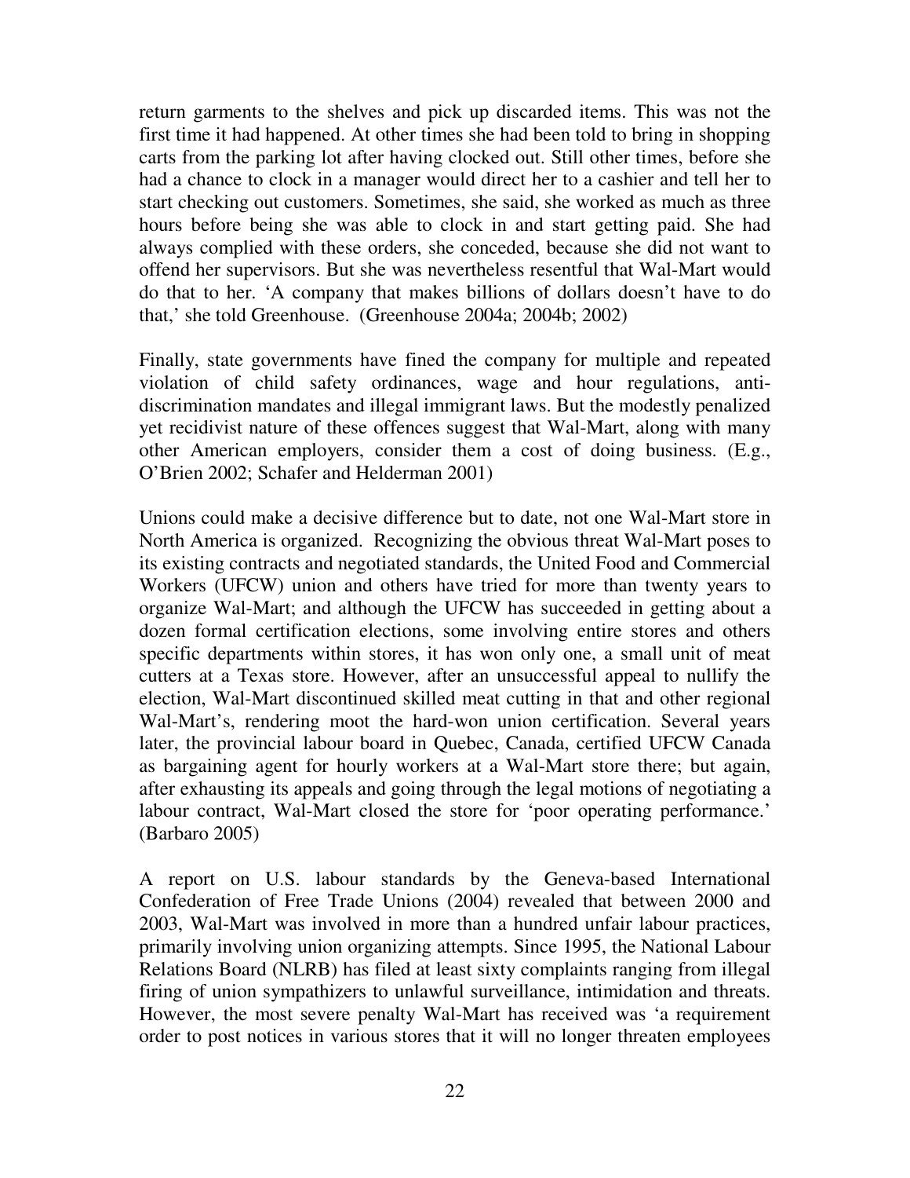return garments to the shelves and pick up discarded items. This was not the first time it had happened. At other times she had been told to bring in shopping carts from the parking lot after having clocked out. Still other times, before she had a chance to clock in a manager would direct her to a cashier and tell her to start checking out customers. Sometimes, she said, she worked as much as three hours before being she was able to clock in and start getting paid. She had always complied with these orders, she conceded, because she did not want to offend her supervisors. But she was nevertheless resentful that Wal-Mart would do that to her. 'A company that makes billions of dollars doesn't have to do that,' she told Greenhouse. (Greenhouse 2004a; 2004b; 2002)

Finally, state governments have fined the company for multiple and repeated violation of child safety ordinances, wage and hour regulations, anti-discrimination mandates and illegal immigrant laws. But the modestly penalized yet recidivist nature of these offences suggest that Wal-Mart, along with many other American employers, consider them a cost of doing business. (E.g., O'Brien 2002; Schafer and Helderman 2001)

Unions could make a decisive difference but to date, not one Wal-Mart store in North America is organized. Recognizing the obvious threat Wal-Mart poses to its existing contracts and negotiated standards, the United Food and Commercial Workers (UFCW) union and others have tried for more than twenty years to organize Wal-Mart; and although the UFCW has succeeded in getting about a dozen formal certification elections, some involving entire stores and others specific departments within stores, it has won only one, a small unit of meat cutters at a Texas store. However, after an unsuccessful appeal to nullify the election, Wal-Mart discontinued skilled meat cutting in that and other regional Wal-Mart's, rendering moot the hard-won union certification. Several years later, the provincial labour board in Quebec, Canada, certified UFCW Canada as bargaining agent for hourly workers at a Wal-Mart store there; but again, after exhausting its appeals and going through the legal motions of negotiating a labour contract, Wal-Mart closed the store for 'poor operating performance.' (Barbaro 2005)

A report on U.S. labour standards by the Geneva-based International Confederation of Free Trade Unions (2004) revealed that between 2000 and 2003, Wal-Mart was involved in more than a hundred unfair labour practices, primarily involving union organizing attempts. Since 1995, the National Labour Relations Board (NLRB) has filed at least sixty complaints ranging from illegal firing of union sympathizers to unlawful surveillance, intimidation and threats. However, the most severe penalty Wal-Mart has received was 'a requirement order to post notices in various stores that it will no longer threaten employees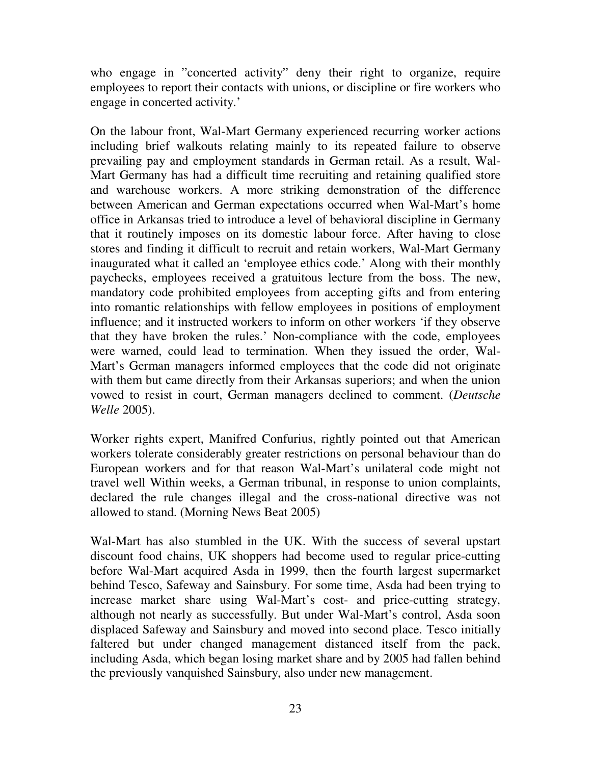who engage in "concerted activity" deny their right to organize, require employees to report their contacts with unions, or discipline or fire workers who engage in concerted activity.'

On the labour front, Wal-Mart Germany experienced recurring worker actions including brief walkouts relating mainly to its repeated failure to observe prevailing pay and employment standards in German retail. As a result, Wal-Mart Germany has had a difficult time recruiting and retaining qualified store and warehouse workers. A more striking demonstration of the difference between American and German expectations occurred when Wal-Mart's home office in Arkansas tried to introduce a level of behavioral discipline in Germany that it routinely imposes on its domestic labour force. After having to close stores and finding it difficult to recruit and retain workers, Wal-Mart Germany inaugurated what it called an 'employee ethics code.' Along with their monthly paychecks, employees received a gratuitous lecture from the boss. The new, mandatory code prohibited employees from accepting gifts and from entering into romantic relationships with fellow employees in positions of employment influence; and it instructed workers to inform on other workers 'if they observe that they have broken the rules.' Non-compliance with the code, employees were warned, could lead to termination. When they issued the order, Wal-Mart's German managers informed employees that the code did not originate with them but came directly from their Arkansas superiors; and when the union vowed to resist in court, German managers declined to comment. (*Deutsche Welle* 2005).

Worker rights expert, Manifred Confurius, rightly pointed out that American workers tolerate considerably greater restrictions on personal behaviour than do European workers and for that reason Wal-Mart's unilateral code might not travel well Within weeks, a German tribunal, in response to union complaints, declared the rule changes illegal and the cross-national directive was not allowed to stand. (Morning News Beat 2005)

Wal-Mart has also stumbled in the UK. With the success of several upstart discount food chains, UK shoppers had become used to regular price-cutting before Wal-Mart acquired Asda in 1999, then the fourth largest supermarket behind Tesco, Safeway and Sainsbury. For some time, Asda had been trying to increase market share using Wal-Mart's cost- and price-cutting strategy, although not nearly as successfully. But under Wal-Mart's control, Asda soon displaced Safeway and Sainsbury and moved into second place. Tesco initially faltered but under changed management distanced itself from the pack, including Asda, which began losing market share and by 2005 had fallen behind the previously vanquished Sainsbury, also under new management.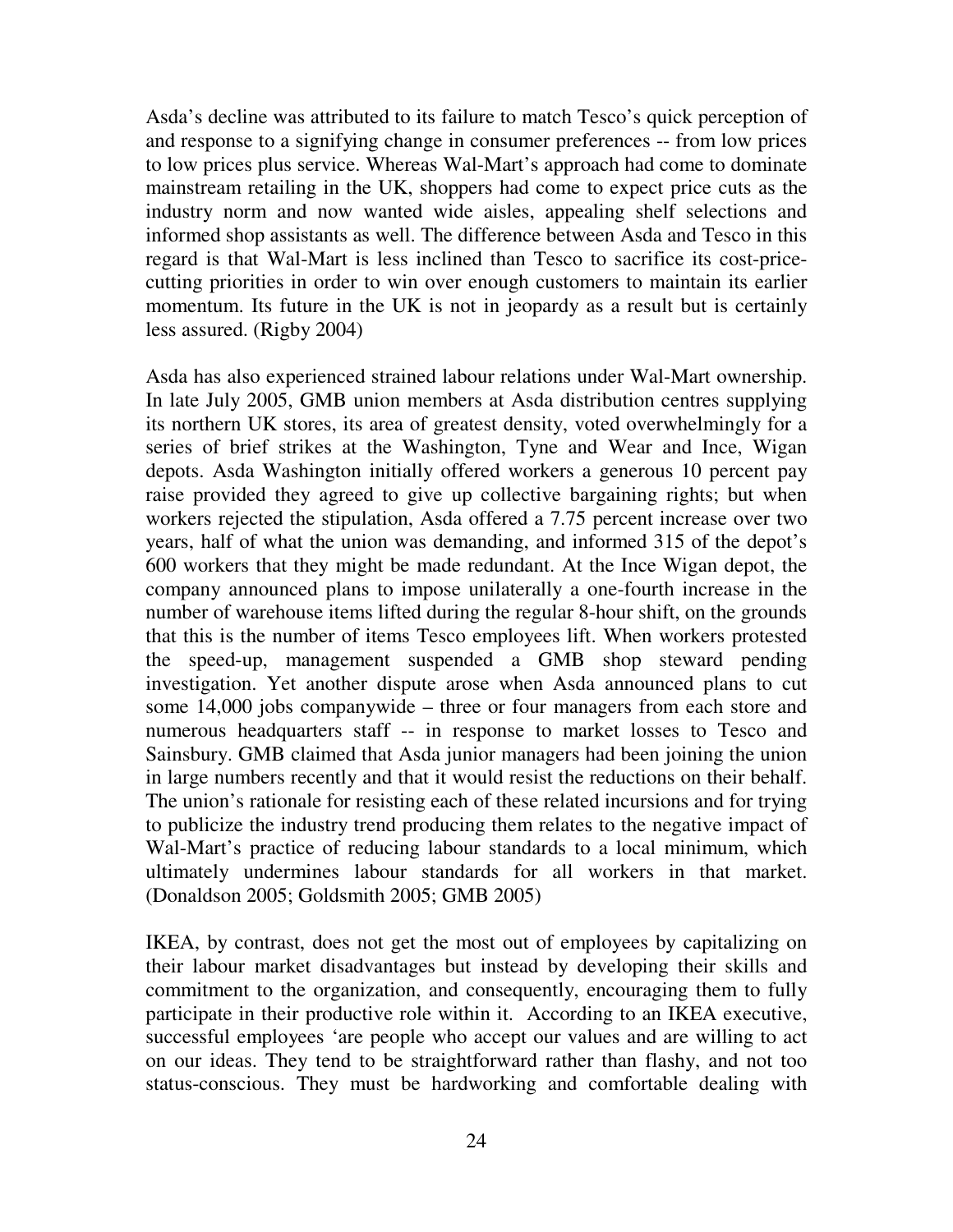Asda's decline was attributed to its failure to match Tesco's quick perception of and response to a signifying change in consumer preferences -- from low prices to low prices plus service. Whereas Wal-Mart's approach had come to dominate mainstream retailing in the UK, shoppers had come to expect price cuts as the industry norm and now wanted wide aisles, appealing shelf selections and informed shop assistants as well. The difference between Asda and Tesco in this regard is that Wal-Mart is less inclined than Tesco to sacrifice its cost-price-cutting priorities in order to win over enough customers to maintain its earlier momentum. Its future in the UK is not in jeopardy as a result but is certainly less assured. (Rigby 2004)

Asda has also experienced strained labour relations under Wal-Mart ownership. In late July 2005, GMB union members at Asda distribution centres supplying its northern UK stores, its area of greatest density, voted overwhelmingly for a series of brief strikes at the Washington, Tyne and Wear and Ince, Wigan depots. Asda Washington initially offered workers a generous 10 percent pay raise provided they agreed to give up collective bargaining rights; but when workers rejected the stipulation, Asda offered a 7.75 percent increase over two years, half of what the union was demanding, and informed 315 of the depot's 600 workers that they might be made redundant. At the Ince Wigan depot, the company announced plans to impose unilaterally a one-fourth increase in the number of warehouse items lifted during the regular 8-hour shift, on the grounds that this is the number of items Tesco employees lift. When workers protested the speed-up, management suspended a GMB shop steward pending investigation. Yet another dispute arose when Asda announced plans to cut some 14,000 jobs companywide – three or four managers from each store and numerous headquarters staff -- in response to market losses to Tesco and Sainsbury. GMB claimed that Asda junior managers had been joining the union in large numbers recently and that it would resist the reductions on their behalf. The union's rationale for resisting each of these related incursions and for trying to publicize the industry trend producing them relates to the negative impact of Wal-Mart's practice of reducing labour standards to a local minimum, which ultimately undermines labour standards for all workers in that market. (Donaldson 2005; Goldsmith 2005; GMB 2005)

IKEA, by contrast, does not get the most out of employees by capitalizing on their labour market disadvantages but instead by developing their skills and commitment to the organization, and consequently, encouraging them to fully participate in their productive role within it. According to an IKEA executive, successful employees 'are people who accept our values and are willing to act on our ideas. They tend to be straightforward rather than flashy, and not too status-conscious. They must be hardworking and comfortable dealing with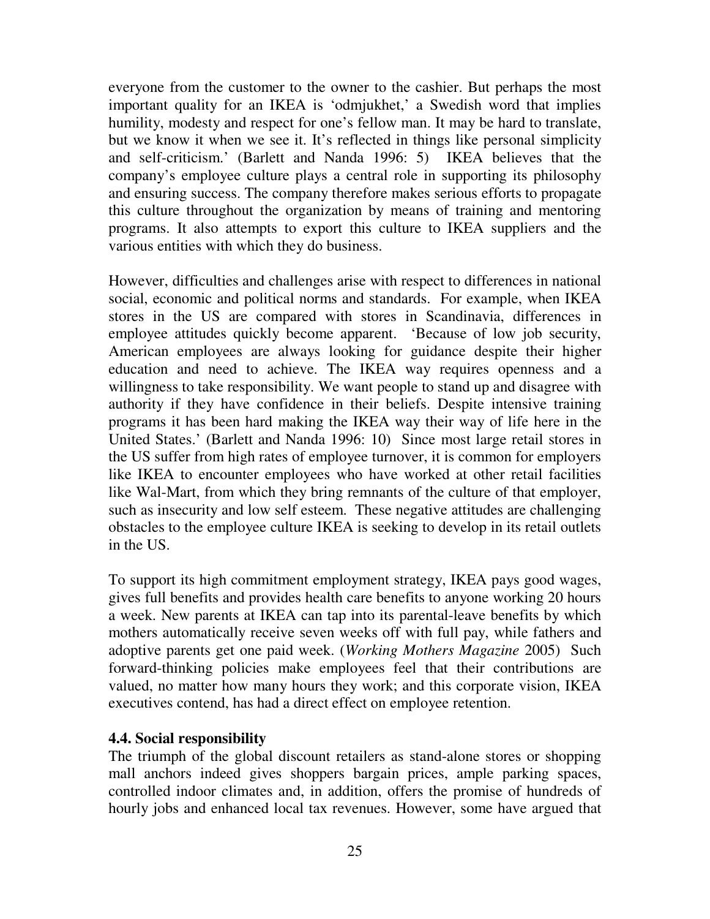everyone from the customer to the owner to the cashier. But perhaps the most important quality for an IKEA is 'odmjukhet,' a Swedish word that implies humility, modesty and respect for one's fellow man. It may be hard to translate, but we know it when we see it. It's reflected in things like personal simplicity and self-criticism.' (Barlett and Nanda 1996: 5) IKEA believes that the company's employee culture plays a central role in supporting its philosophy and ensuring success. The company therefore makes serious efforts to propagate this culture throughout the organization by means of training and mentoring programs. It also attempts to export this culture to IKEA suppliers and the various entities with which they do business.

However, difficulties and challenges arise with respect to differences in national social, economic and political norms and standards. For example, when IKEA stores in the US are compared with stores in Scandinavia, differences in employee attitudes quickly become apparent. 'Because of low job security, American employees are always looking for guidance despite their higher education and need to achieve. The IKEA way requires openness and a willingness to take responsibility. We want people to stand up and disagree with authority if they have confidence in their beliefs. Despite intensive training programs it has been hard making the IKEA way their way of life here in the United States.' (Barlett and Nanda 1996: 10) Since most large retail stores in the US suffer from high rates of employee turnover, it is common for employers like IKEA to encounter employees who have worked at other retail facilities like Wal-Mart, from which they bring remnants of the culture of that employer, such as insecurity and low self esteem. These negative attitudes are challenging obstacles to the employee culture IKEA is seeking to develop in its retail outlets in the US.

To support its high commitment employment strategy, IKEA pays good wages, gives full benefits and provides health care benefits to anyone working 20 hours a week. New parents at IKEA can tap into its parental-leave benefits by which mothers automatically receive seven weeks off with full pay, while fathers and adoptive parents get one paid week. (*Working Mothers Magazine* 2005) Such forward-thinking policies make employees feel that their contributions are valued, no matter how many hours they work; and this corporate vision, IKEA executives contend, has had a direct effect on employee retention.

### 4.4. Social responsibility

The triumph of the global discount retailers as stand-alone stores or shopping mall anchors indeed gives shoppers bargain prices, ample parking spaces, controlled indoor climates and, in addition, offers the promise of hundreds of hourly jobs and enhanced local tax revenues. However, some have argued that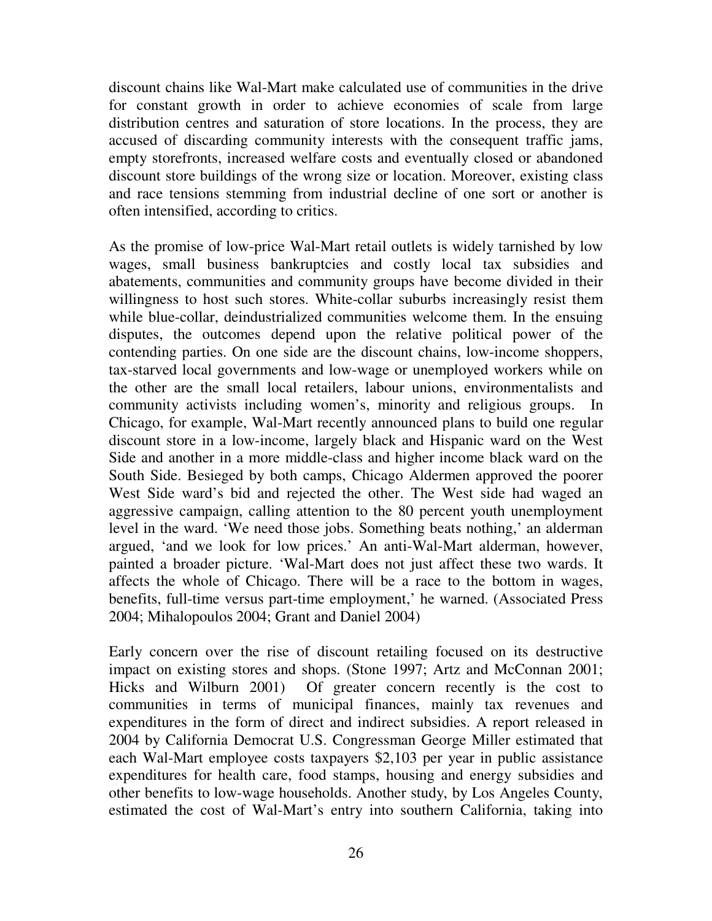discount chains like Wal-Mart make calculated use of communities in the drive for constant growth in order to achieve economies of scale from large distribution centres and saturation of store locations. In the process, they are accused of discarding community interests with the consequent traffic jams, empty storefronts, increased welfare costs and eventually closed or abandoned discount store buildings of the wrong size or location. Moreover, existing class and race tensions stemming from industrial decline of one sort or another is often intensified, according to critics.

As the promise of low-price Wal-Mart retail outlets is widely tarnished by low wages, small business bankruptcies and costly local tax subsidies and abatements, communities and community groups have become divided in their willingness to host such stores. White-collar suburbs increasingly resist them while blue-collar, deindustrialized communities welcome them. In the ensuing disputes, the outcomes depend upon the relative political power of the contending parties. On one side are the discount chains, low-income shoppers, tax-starved local governments and low-wage or unemployed workers while on the other are the small local retailers, labour unions, environmentalists and community activists including women's, minority and religious groups. In Chicago, for example, Wal-Mart recently announced plans to build one regular discount store in a low-income, largely black and Hispanic ward on the West Side and another in a more middle-class and higher income black ward on the South Side. Besieged by both camps, Chicago Aldermen approved the poorer West Side ward's bid and rejected the other. The West side had waged an aggressive campaign, calling attention to the 80 percent youth unemployment level in the ward. 'We need those jobs. Something beats nothing,' an alderman argued, 'and we look for low prices.' An anti-Wal-Mart alderman, however, painted a broader picture. 'Wal-Mart does not just affect these two wards. It affects the whole of Chicago. There will be a race to the bottom in wages, benefits, full-time versus part-time employment,' he warned. (Associated Press 2004; Mihalopoulos 2004; Grant and Daniel 2004)

Early concern over the rise of discount retailing focused on its destructive impact on existing stores and shops. (Stone 1997; Artz and McConnan 2001; Hicks and Wilburn 2001) Of greater concern recently is the cost to communities in terms of municipal finances, mainly tax revenues and expenditures in the form of direct and indirect subsidies. A report released in 2004 by California Democrat U.S. Congressman George Miller estimated that each Wal-Mart employee costs taxpayers $2,103 per year in public assistance expenditures for health care, food stamps, housing and energy subsidies and other benefits to low-wage households. Another study, by Los Angeles County, estimated the cost of Wal-Mart's entry into southern California, taking into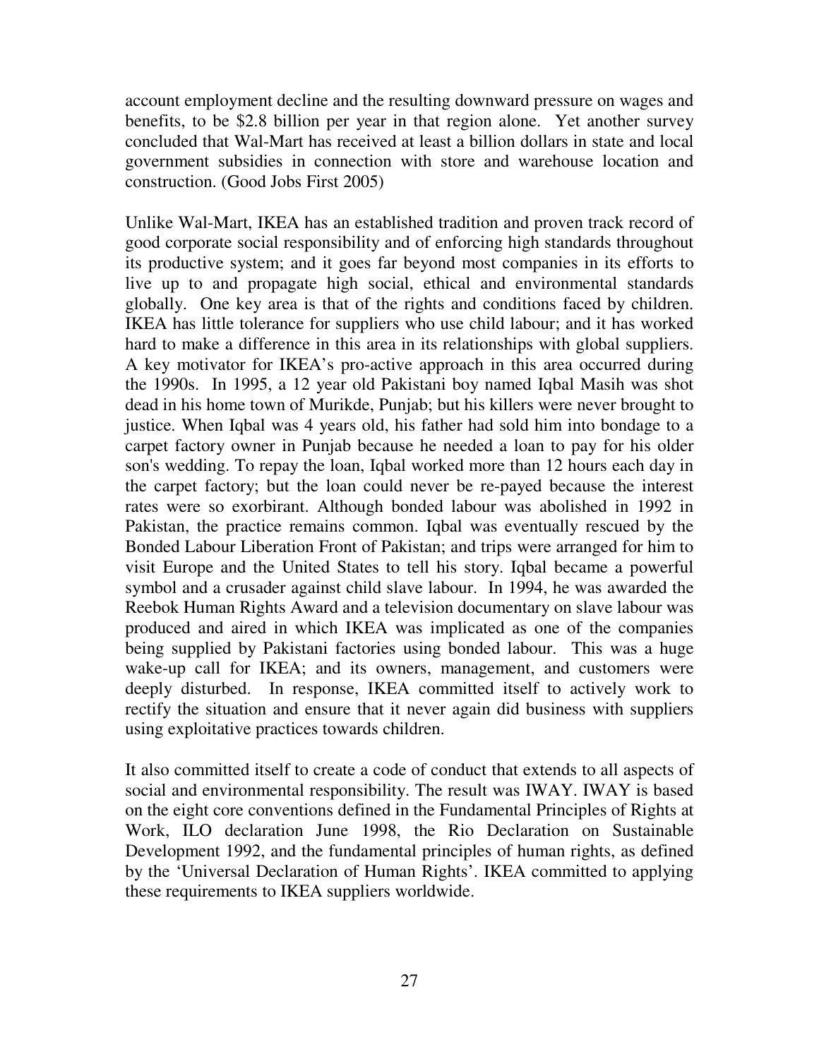account employment decline and the resulting downward pressure on wages and benefits, to be $2.8 billion per year in that region alone. Yet another survey concluded that Wal-Mart has received at least a billion dollars in state and local government subsidies in connection with store and warehouse location and construction. (Good Jobs First 2005)

Unlike Wal-Mart, IKEA has an established tradition and proven track record of good corporate social responsibility and of enforcing high standards throughout its productive system; and it goes far beyond most companies in its efforts to live up to and propagate high social, ethical and environmental standards globally. One key area is that of the rights and conditions faced by children. IKEA has little tolerance for suppliers who use child labour; and it has worked hard to make a difference in this area in its relationships with global suppliers. A key motivator for IKEA's pro-active approach in this area occurred during the 1990s. In 1995, a 12 year old Pakistani boy named Iqbal Masih was shot dead in his home town of Murikde, Punjab; but his killers were never brought to justice. When Iqbal was 4 years old, his father had sold him into bondage to a carpet factory owner in Punjab because he needed a loan to pay for his older son's wedding. To repay the loan, Iqbal worked more than 12 hours each day in the carpet factory; but the loan could never be re-payed because the interest rates were so exorbirant. Although bonded labour was abolished in 1992 in Pakistan, the practice remains common. Iqbal was eventually rescued by the Bonded Labour Liberation Front of Pakistan; and trips were arranged for him to visit Europe and the United States to tell his story. Iqbal became a powerful symbol and a crusader against child slave labour. In 1994, he was awarded the Reebok Human Rights Award and a television documentary on slave labour was produced and aired in which IKEA was implicated as one of the companies being supplied by Pakistani factories using bonded labour. This was a huge wake-up call for IKEA; and its owners, management, and customers were deeply disturbed. In response, IKEA committed itself to actively work to rectify the situation and ensure that it never again did business with suppliers using exploitative practices towards children.

It also committed itself to create a code of conduct that extends to all aspects of social and environmental responsibility. The result was IWAY. IWAY is based on the eight core conventions defined in the Fundamental Principles of Rights at Work, ILO declaration June 1998, the Rio Declaration on Sustainable Development 1992, and the fundamental principles of human rights, as defined by the 'Universal Declaration of Human Rights'. IKEA committed to applying these requirements to IKEA suppliers worldwide.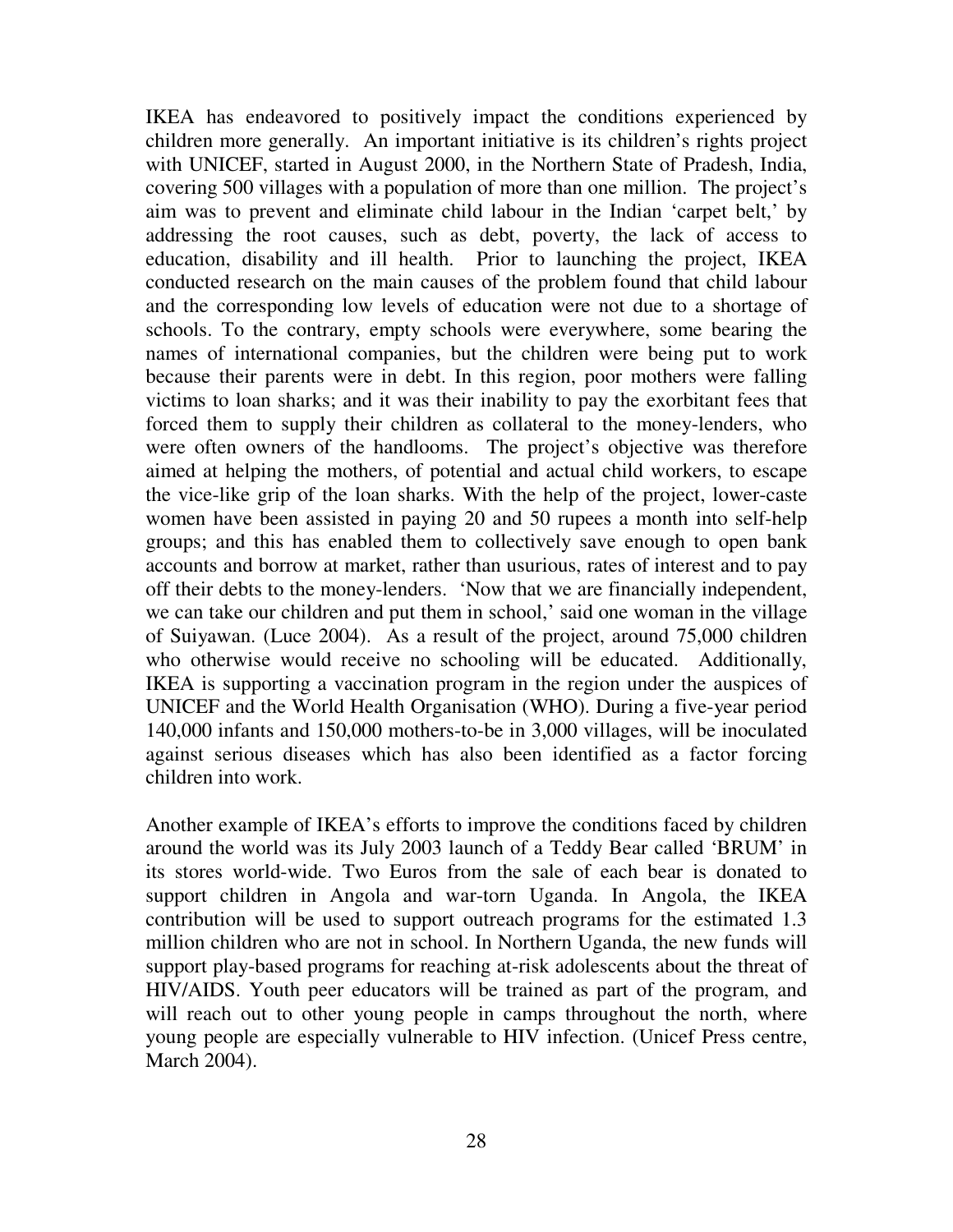IKEA has endeavored to positively impact the conditions experienced by children more generally. An important initiative is its children's rights project with UNICEF, started in August 2000, in the Northern State of Pradesh, India, covering 500 villages with a population of more than one million. The project's aim was to prevent and eliminate child labour in the Indian 'carpet belt,' by addressing the root causes, such as debt, poverty, the lack of access to education, disability and ill health. Prior to launching the project, IKEA conducted research on the main causes of the problem found that child labour and the corresponding low levels of education were not due to a shortage of schools. To the contrary, empty schools were everywhere, some bearing the names of international companies, but the children were being put to work because their parents were in debt. In this region, poor mothers were falling victims to loan sharks; and it was their inability to pay the exorbitant fees that forced them to supply their children as collateral to the money-lenders, who were often owners of the handlooms. The project's objective was therefore aimed at helping the mothers, of potential and actual child workers, to escape the vice-like grip of the loan sharks. With the help of the project, lower-caste women have been assisted in paying 20 and 50 rupees a month into self-help groups; and this has enabled them to collectively save enough to open bank accounts and borrow at market, rather than usurious, rates of interest and to pay off their debts to the money-lenders. 'Now that we are financially independent, we can take our children and put them in school,' said one woman in the village of Suiyawan. (Luce 2004). As a result of the project, around 75,000 children who otherwise would receive no schooling will be educated. Additionally, IKEA is supporting a vaccination program in the region under the auspices of UNICEF and the World Health Organisation (WHO). During a five-year period 140,000 infants and 150,000 mothers-to-be in 3,000 villages, will be inoculated against serious diseases which has also been identified as a factor forcing children into work.

Another example of IKEA's efforts to improve the conditions faced by children around the world was its July 2003 launch of a Teddy Bear called 'BRUM' in its stores world-wide. Two Euros from the sale of each bear is donated to support children in Angola and war-torn Uganda. In Angola, the IKEA contribution will be used to support outreach programs for the estimated 1.3 million children who are not in school. In Northern Uganda, the new funds will support play-based programs for reaching at-risk adolescents about the threat of HIV/AIDS. Youth peer educators will be trained as part of the program, and will reach out to other young people in camps throughout the north, where young people are especially vulnerable to HIV infection. (Unicef Press centre, March 2004).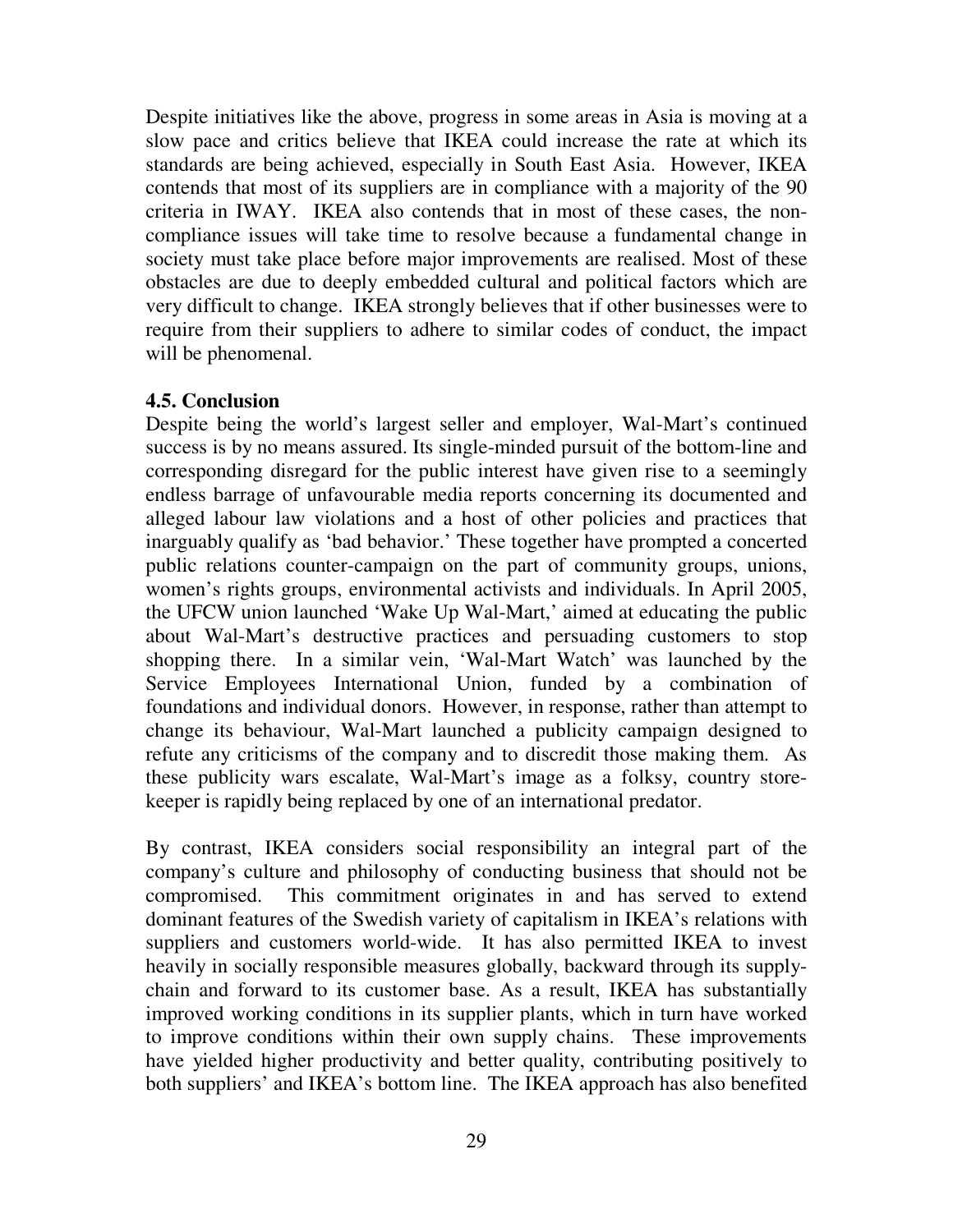Despite initiatives like the above, progress in some areas in Asia is moving at a slow pace and critics believe that IKEA could increase the rate at which its standards are being achieved, especially in South East Asia. However, IKEA contends that most of its suppliers are in compliance with a majority of the 90 criteria in IWAY. IKEA also contends that in most of these cases, the non-compliance issues will take time to resolve because a fundamental change in society must take place before major improvements are realised. Most of these obstacles are due to deeply embedded cultural and political factors which are very difficult to change. IKEA strongly believes that if other businesses were to require from their suppliers to adhere to similar codes of conduct, the impact will be phenomenal.

**4.5. Conclusion**

Despite being the world's largest seller and employer, Wal-Mart's continued success is by no means assured. Its single-minded pursuit of the bottom-line and corresponding disregard for the public interest have given rise to a seemingly endless barrage of unfavourable media reports concerning its documented and alleged labour law violations and a host of other policies and practices that inarguably qualify as 'bad behavior.' These together have prompted a concerted public relations counter-campaign on the part of community groups, unions, women's rights groups, environmental activists and individuals. In April 2005, the UFCW union launched 'Wake Up Wal-Mart,' aimed at educating the public about Wal-Mart's destructive practices and persuading customers to stop shopping there. In a similar vein, 'Wal-Mart Watch' was launched by the Service Employees International Union, funded by a combination of foundations and individual donors. However, in response, rather than attempt to change its behaviour, Wal-Mart launched a publicity campaign designed to refute any criticisms of the company and to discredit those making them. As these publicity wars escalate, Wal-Mart's image as a folksy, country store-keeper is rapidly being replaced by one of an international predator.

By contrast, IKEA considers social responsibility an integral part of the company's culture and philosophy of conducting business that should not be compromised. This commitment originates in and has served to extend dominant features of the Swedish variety of capitalism in IKEA's relations with suppliers and customers world-wide. It has also permitted IKEA to invest heavily in socially responsible measures globally, backward through its supply-chain and forward to its customer base. As a result, IKEA has substantially improved working conditions in its supplier plants, which in turn have worked to improve conditions within their own supply chains. These improvements have yielded higher productivity and better quality, contributing positively to both suppliers' and IKEA's bottom line. The IKEA approach has also benefited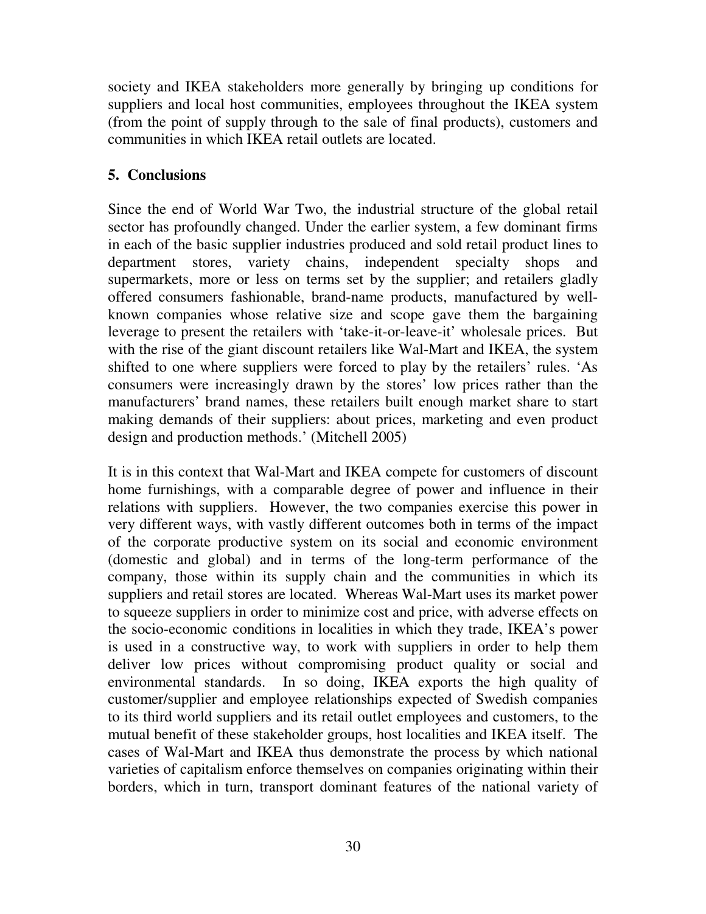society and IKEA stakeholders more generally by bringing up conditions for suppliers and local host communities, employees throughout the IKEA system (from the point of supply through to the sale of final products), customers and communities in which IKEA retail outlets are located.

## 5. Conclusions

Since the end of World War Two, the industrial structure of the global retail sector has profoundly changed. Under the earlier system, a few dominant firms in each of the basic supplier industries produced and sold retail product lines to department stores, variety chains, independent specialty shops and supermarkets, more or less on terms set by the supplier; and retailers gladly offered consumers fashionable, brand-name products, manufactured by well-known companies whose relative size and scope gave them the bargaining leverage to present the retailers with 'take-it-or-leave-it' wholesale prices. But with the rise of the giant discount retailers like Wal-Mart and IKEA, the system shifted to one where suppliers were forced to play by the retailers' rules. 'As consumers were increasingly drawn by the stores' low prices rather than the manufacturers' brand names, these retailers built enough market share to start making demands of their suppliers: about prices, marketing and even product design and production methods.' (Mitchell 2005)

It is in this context that Wal-Mart and IKEA compete for customers of discount home furnishings, with a comparable degree of power and influence in their relations with suppliers. However, the two companies exercise this power in very different ways, with vastly different outcomes both in terms of the impact of the corporate productive system on its social and economic environment (domestic and global) and in terms of the long-term performance of the company, those within its supply chain and the communities in which its suppliers and retail stores are located. Whereas Wal-Mart uses its market power to squeeze suppliers in order to minimize cost and price, with adverse effects on the socio-economic conditions in localities in which they trade, IKEA's power is used in a constructive way, to work with suppliers in order to help them deliver low prices without compromising product quality or social and environmental standards. In so doing, IKEA exports the high quality of customer/supplier and employee relationships expected of Swedish companies to its third world suppliers and its retail outlet employees and customers, to the mutual benefit of these stakeholder groups, host localities and IKEA itself. The cases of Wal-Mart and IKEA thus demonstrate the process by which national varieties of capitalism enforce themselves on companies originating within their borders, which in turn, transport dominant features of the national variety of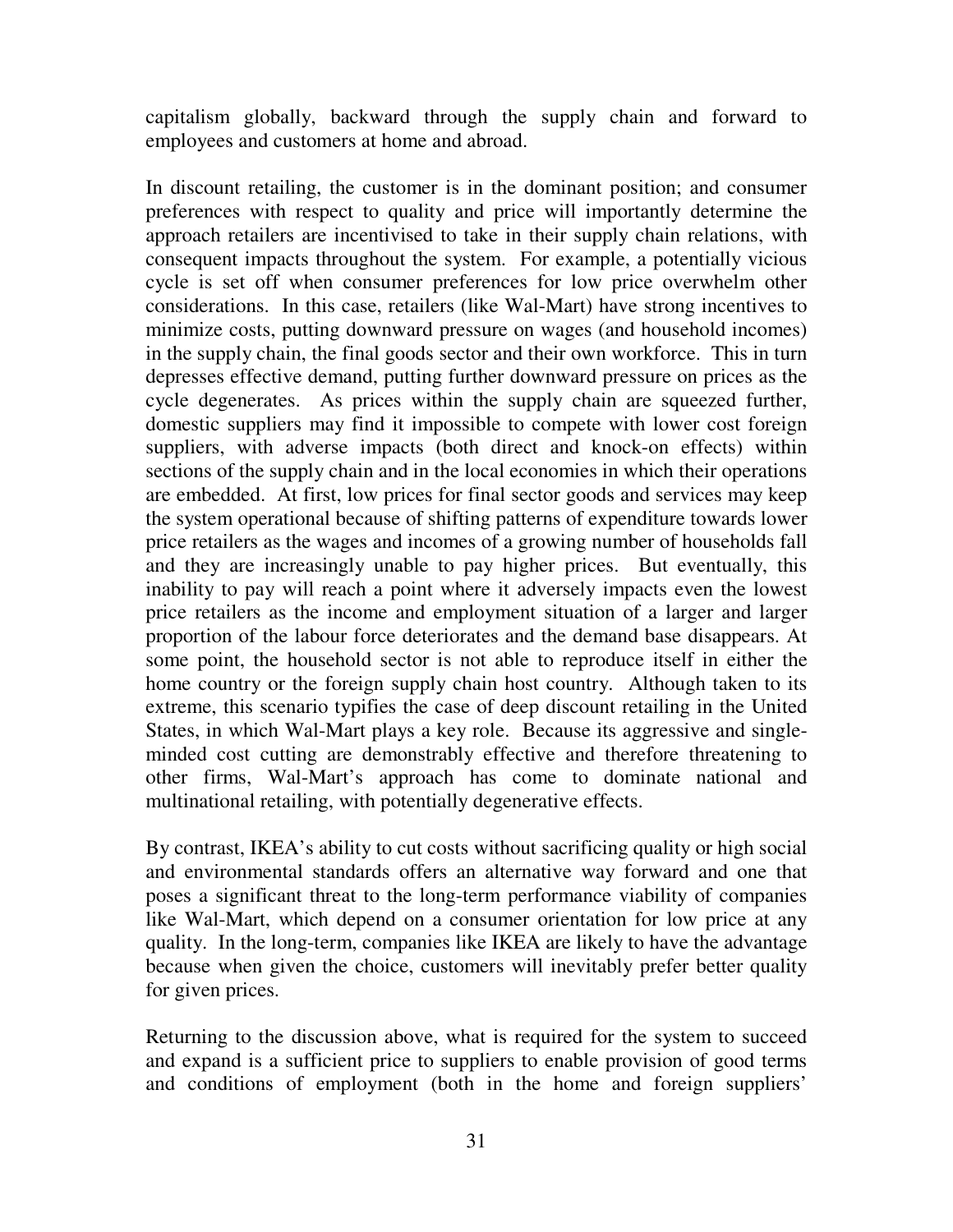capitalism globally, backward through the supply chain and forward to employees and customers at home and abroad.

In discount retailing, the customer is in the dominant position; and consumer preferences with respect to quality and price will importantly determine the approach retailers are incentivised to take in their supply chain relations, with consequent impacts throughout the system. For example, a potentially vicious cycle is set off when consumer preferences for low price overwhelm other considerations. In this case, retailers (like Wal-Mart) have strong incentives to minimize costs, putting downward pressure on wages (and household incomes) in the supply chain, the final goods sector and their own workforce. This in turn depresses effective demand, putting further downward pressure on prices as the cycle degenerates. As prices within the supply chain are squeezed further, domestic suppliers may find it impossible to compete with lower cost foreign suppliers, with adverse impacts (both direct and knock-on effects) within sections of the supply chain and in the local economies in which their operations are embedded. At first, low prices for final sector goods and services may keep the system operational because of shifting patterns of expenditure towards lower price retailers as the wages and incomes of a growing number of households fall and they are increasingly unable to pay higher prices. But eventually, this inability to pay will reach a point where it adversely impacts even the lowest price retailers as the income and employment situation of a larger and larger proportion of the labour force deteriorates and the demand base disappears. At some point, the household sector is not able to reproduce itself in either the home country or the foreign supply chain host country. Although taken to its extreme, this scenario typifies the case of deep discount retailing in the United States, in which Wal-Mart plays a key role. Because its aggressive and single-minded cost cutting are demonstrably effective and therefore threatening to other firms, Wal-Mart's approach has come to dominate national and multinational retailing, with potentially degenerative effects.

By contrast, IKEA's ability to cut costs without sacrificing quality or high social and environmental standards offers an alternative way forward and one that poses a significant threat to the long-term performance viability of companies like Wal-Mart, which depend on a consumer orientation for low price at any quality. In the long-term, companies like IKEA are likely to have the advantage because when given the choice, customers will inevitably prefer better quality for given prices.

Returning to the discussion above, what is required for the system to succeed and expand is a sufficient price to suppliers to enable provision of good terms and conditions of employment (both in the home and foreign suppliers'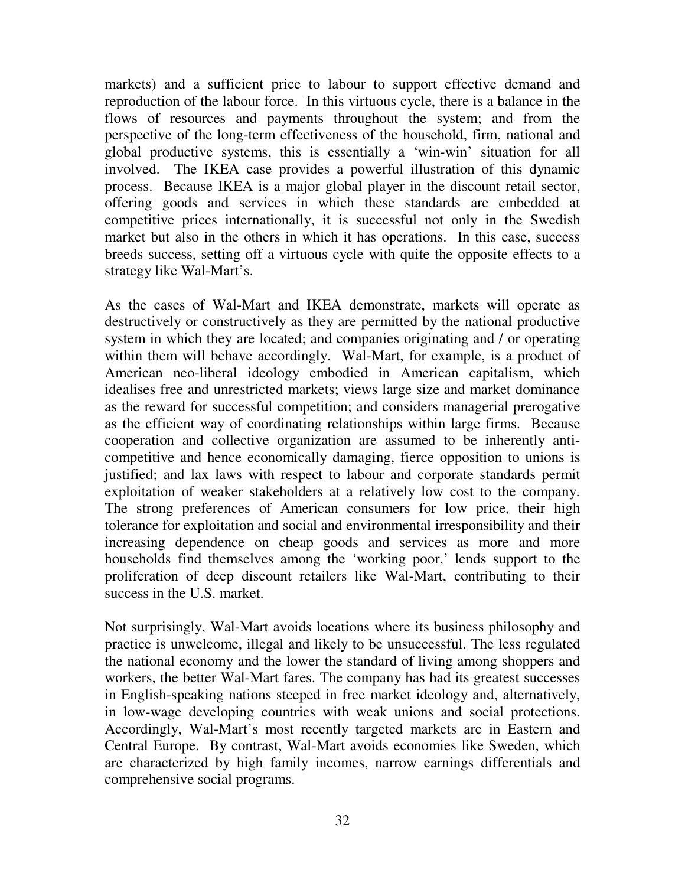markets) and a sufficient price to labour to support effective demand and reproduction of the labour force. In this virtuous cycle, there is a balance in the flows of resources and payments throughout the system; and from the perspective of the long-term effectiveness of the household, firm, national and global productive systems, this is essentially a 'win-win' situation for all involved. The IKEA case provides a powerful illustration of this dynamic process. Because IKEA is a major global player in the discount retail sector, offering goods and services in which these standards are embedded at competitive prices internationally, it is successful not only in the Swedish market but also in the others in which it has operations. In this case, success breeds success, setting off a virtuous cycle with quite the opposite effects to a strategy like Wal-Mart's.

As the cases of Wal-Mart and IKEA demonstrate, markets will operate as destructively or constructively as they are permitted by the national productive system in which they are located; and companies originating and / or operating within them will behave accordingly. Wal-Mart, for example, is a product of American neo-liberal ideology embodied in American capitalism, which idealises free and unrestricted markets; views large size and market dominance as the reward for successful competition; and considers managerial prerogative as the efficient way of coordinating relationships within large firms. Because cooperation and collective organization are assumed to be inherently anti-competitive and hence economically damaging, fierce opposition to unions is justified; and lax laws with respect to labour and corporate standards permit exploitation of weaker stakeholders at a relatively low cost to the company. The strong preferences of American consumers for low price, their high tolerance for exploitation and social and environmental irresponsibility and their increasing dependence on cheap goods and services as more and more households find themselves among the 'working poor,' lends support to the proliferation of deep discount retailers like Wal-Mart, contributing to their success in the U.S. market.

Not surprisingly, Wal-Mart avoids locations where its business philosophy and practice is unwelcome, illegal and likely to be unsuccessful. The less regulated the national economy and the lower the standard of living among shoppers and workers, the better Wal-Mart fares. The company has had its greatest successes in English-speaking nations steeped in free market ideology and, alternatively, in low-wage developing countries with weak unions and social protections. Accordingly, Wal-Mart's most recently targeted markets are in Eastern and Central Europe. By contrast, Wal-Mart avoids economies like Sweden, which are characterized by high family incomes, narrow earnings differentials and comprehensive social programs.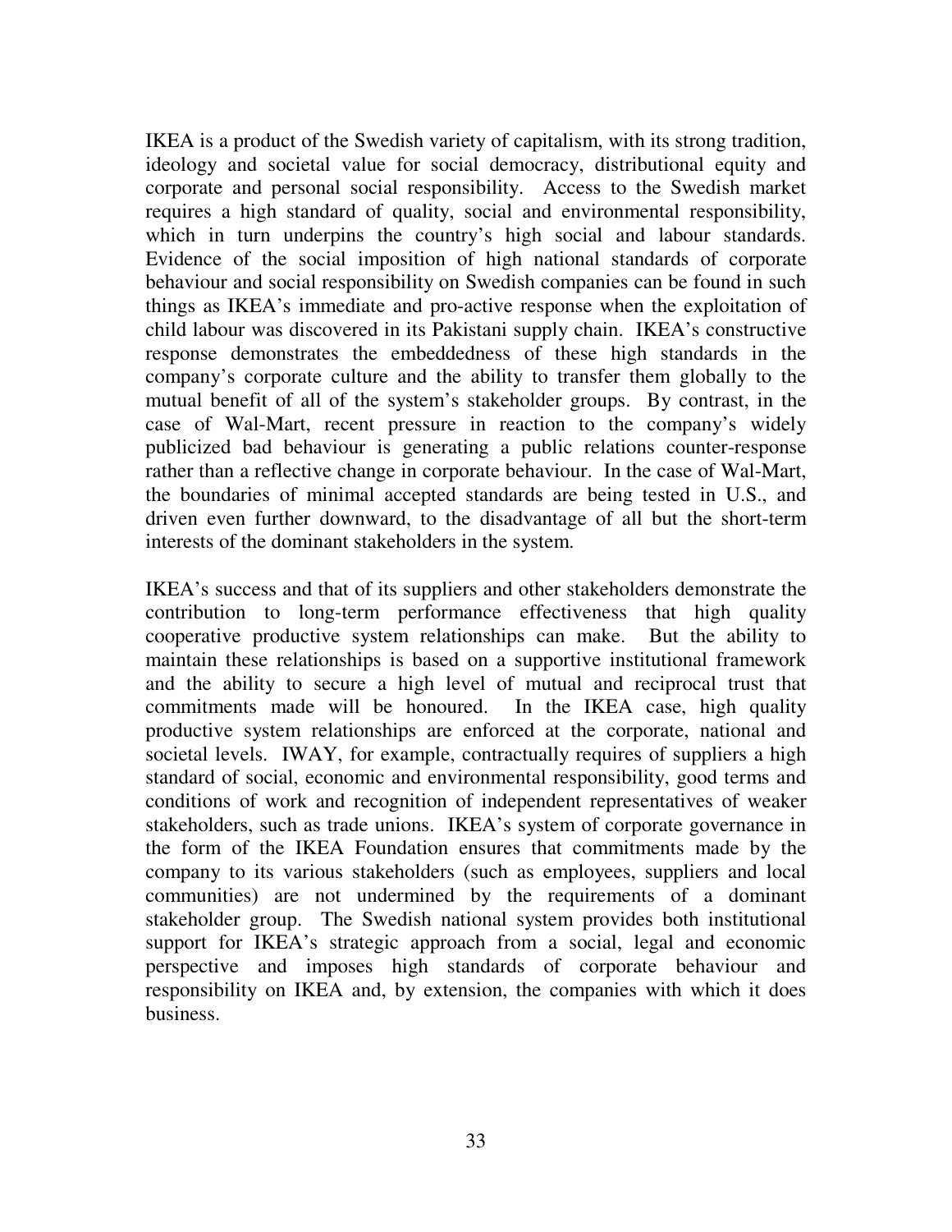IKEA is a product of the Swedish variety of capitalism, with its strong tradition, ideology and societal value for social democracy, distributional equity and corporate and personal social responsibility. Access to the Swedish market requires a high standard of quality, social and environmental responsibility, which in turn underpins the country's high social and labour standards. Evidence of the social imposition of high national standards of corporate behaviour and social responsibility on Swedish companies can be found in such things as IKEA's immediate and pro-active response when the exploitation of child labour was discovered in its Pakistani supply chain. IKEA's constructive response demonstrates the embeddedness of these high standards in the company's corporate culture and the ability to transfer them globally to the mutual benefit of all of the system's stakeholder groups. By contrast, in the case of Wal-Mart, recent pressure in reaction to the company's widely publicized bad behaviour is generating a public relations counter-response rather than a reflective change in corporate behaviour. In the case of Wal-Mart, the boundaries of minimal accepted standards are being tested in U.S., and driven even further downward, to the disadvantage of all but the short-term interests of the dominant stakeholders in the system.

IKEA's success and that of its suppliers and other stakeholders demonstrate the contribution to long-term performance effectiveness that high quality cooperative productive system relationships can make. But the ability to maintain these relationships is based on a supportive institutional framework and the ability to secure a high level of mutual and reciprocal trust that commitments made will be honoured. In the IKEA case, high quality productive system relationships are enforced at the corporate, national and societal levels. IWAY, for example, contractually requires of suppliers a high standard of social, economic and environmental responsibility, good terms and conditions of work and recognition of independent representatives of weaker stakeholders, such as trade unions. IKEA's system of corporate governance in the form of the IKEA Foundation ensures that commitments made by the company to its various stakeholders (such as employees, suppliers and local communities) are not undermined by the requirements of a dominant stakeholder group. The Swedish national system provides both institutional support for IKEA's strategic approach from a social, legal and economic perspective and imposes high standards of corporate behaviour and responsibility on IKEA and, by extension, the companies with which it does business.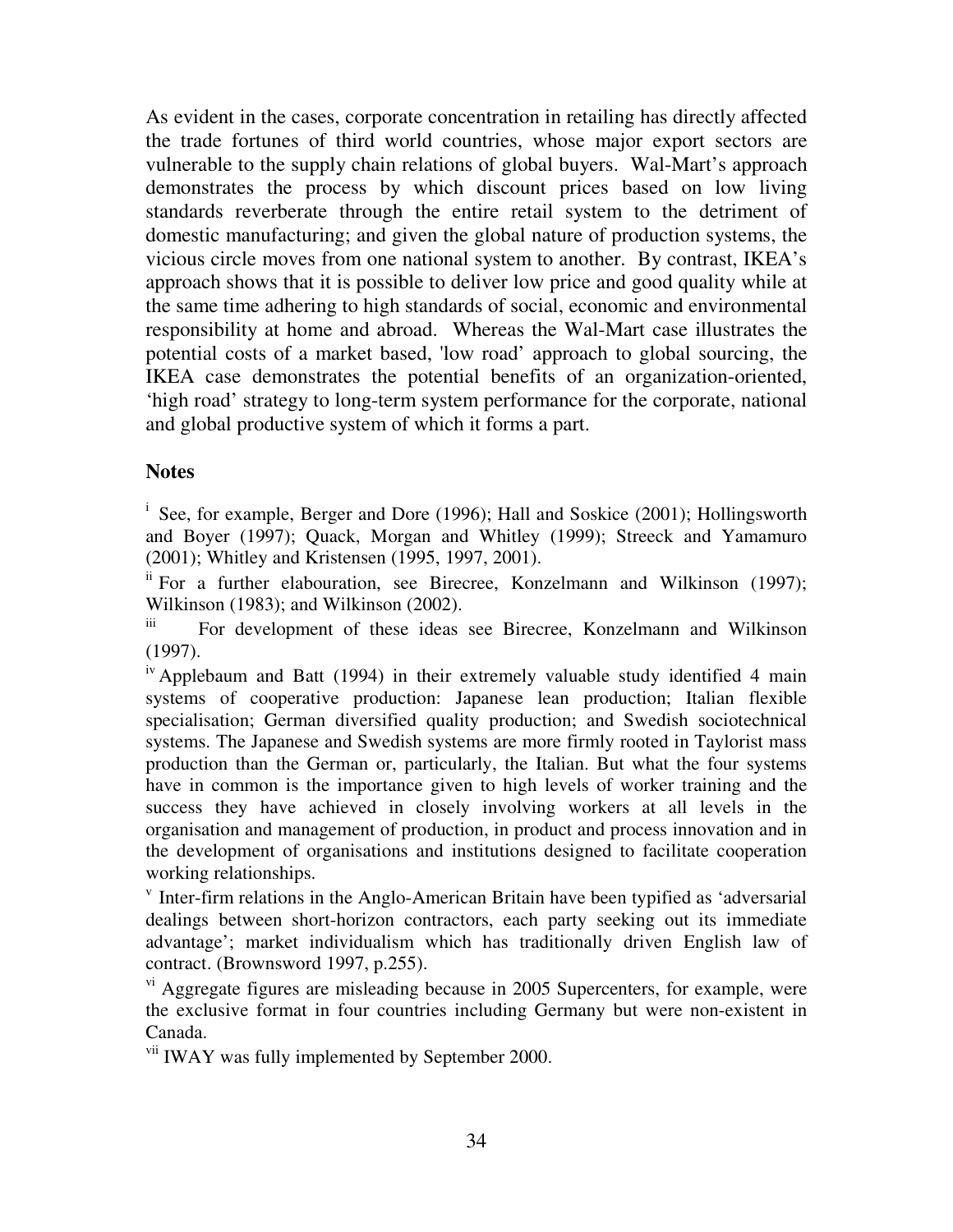As evident in the cases, corporate concentration in retailing has directly affected the trade fortunes of third world countries, whose major export sectors are vulnerable to the supply chain relations of global buyers. Wal-Mart's approach demonstrates the process by which discount prices based on low living standards reverberate through the entire retail system to the detriment of domestic manufacturing; and given the global nature of production systems, the vicious circle moves from one national system to another. By contrast, IKEA's approach shows that it is possible to deliver low price and good quality while at the same time adhering to high standards of social, economic and environmental responsibility at home and abroad. Whereas the Wal-Mart case illustrates the potential costs of a market based, 'low road' approach to global sourcing, the IKEA case demonstrates the potential benefits of an organization-oriented, 'high road' strategy to long-term system performance for the corporate, national and global productive system of which it forms a part.

## Notes

[i] See, for example, Berger and Dore (1996); Hall and Soskice (2001); Hollingsworth and Boyer (1997); Quack, Morgan and Whitley (1999); Streeck and Yamamuro (2001); Whitley and Kristensen (1995, 1997, 2001).

[ii] For a further elabouration, see Birecree, Konzelmann and Wilkinson (1997); Wilkinson (1983); and Wilkinson (2002).

[iii] For development of these ideas see Birecree, Konzelmann and Wilkinson (1997).

[iv] Applebaum and Batt (1994) in their extremely valuable study identified 4 main systems of cooperative production: Japanese lean production; Italian flexible specialisation; German diversified quality production; and Swedish sociotechnical systems. The Japanese and Swedish systems are more firmly rooted in Taylorist mass production than the German or, particularly, the Italian. But what the four systems have in common is the importance given to high levels of worker training and the success they have achieved in closely involving workers at all levels in the organisation and management of production, in product and process innovation and in the development of organisations and institutions designed to facilitate cooperation working relationships.

[v] Inter-firm relations in the Anglo-American Britain have been typified as 'adversarial dealings between short-horizon contractors, each party seeking out its immediate advantage'; market individualism which has traditionally driven English law of contract. (Brownsword 1997, p.255).

[vi] Aggregate figures are misleading because in 2005 Supercenters, for example, were the exclusive format in four countries including Germany but were non-existent in Canada.

[vii] IWAY was fully implemented by September 2000.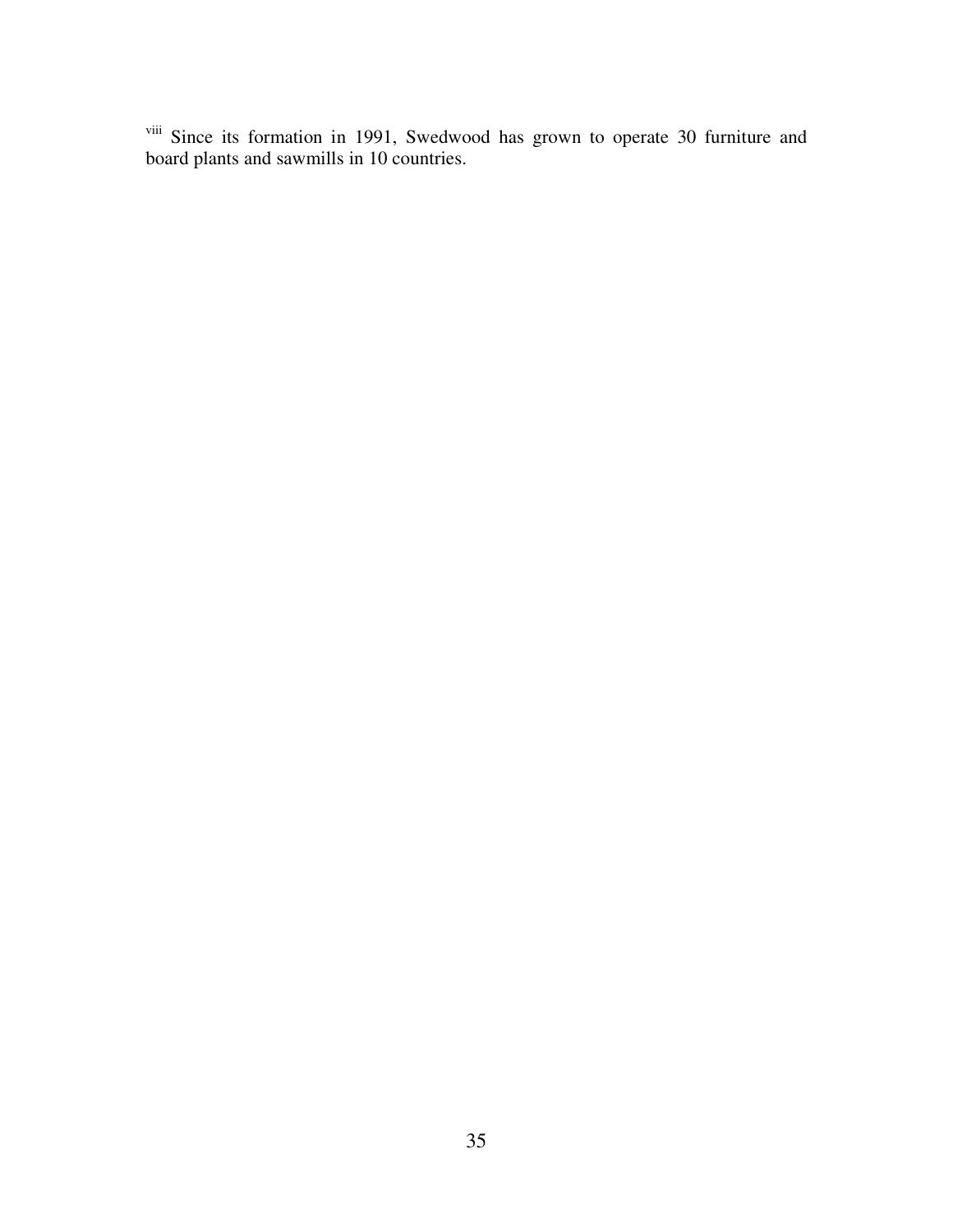[viii] Since its formation in 1991, Swedwood has grown to operate 30 furniture and board plants and sawmills in 10 countries.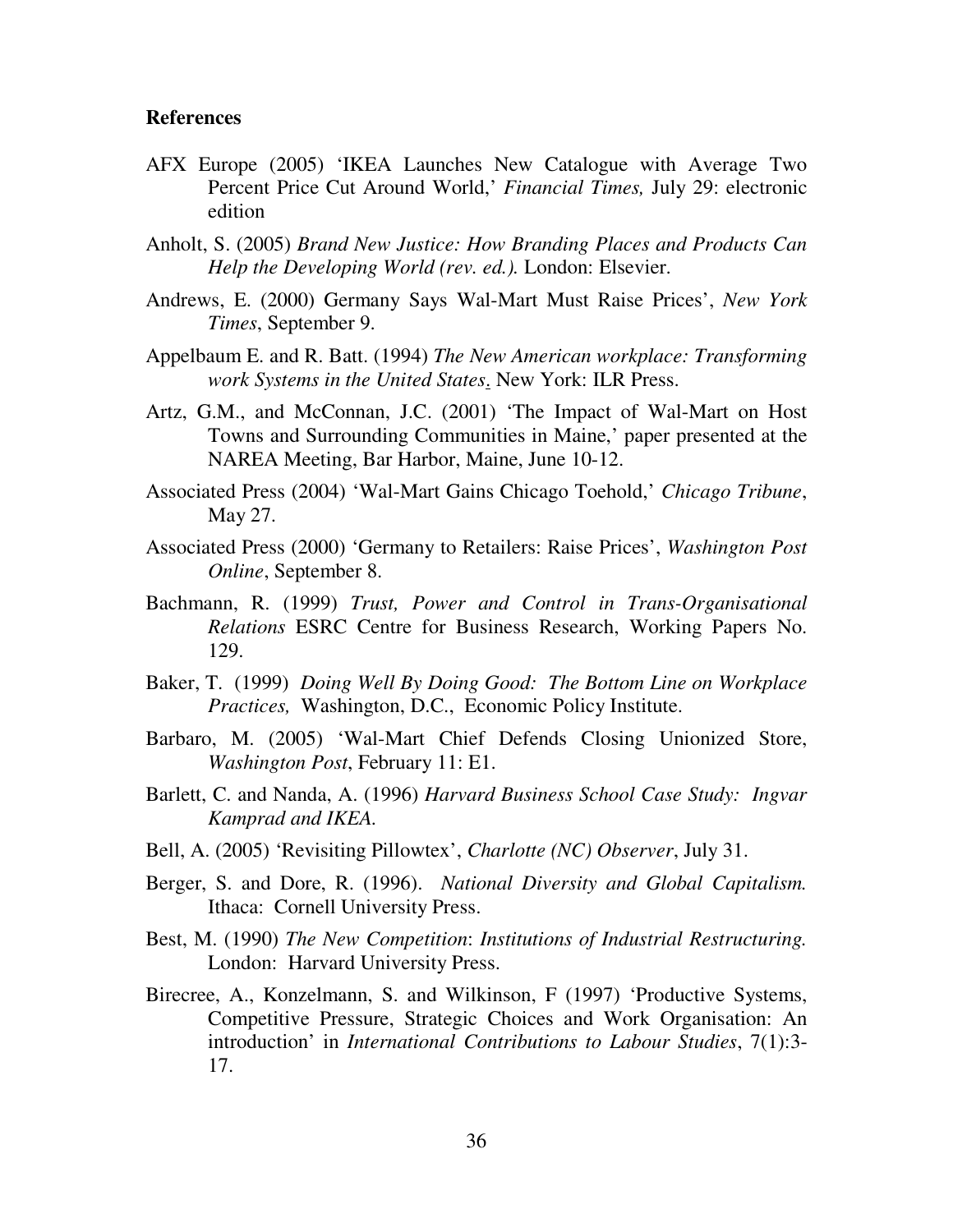**References**

AFX Europe (2005) 'IKEA Launches New Catalogue with Average Two Percent Price Cut Around World,' *Financial Times,* July 29: electronic edition

Anholt, S. (2005) *Brand New Justice: How Branding Places and Products Can Help the Developing World (rev. ed.).* London: Elsevier.

Andrews, E. (2000) Germany Says Wal-Mart Must Raise Prices', *New York Times*, September 9.

Appelbaum E. and R. Batt. (1994) *The New American workplace: Transforming work Systems in the United States*. New York: ILR Press.

Artz, G.M., and McConnan, J.C. (2001) 'The Impact of Wal-Mart on Host Towns and Surrounding Communities in Maine,' paper presented at the NAREA Meeting, Bar Harbor, Maine, June 10-12.

Associated Press (2004) 'Wal-Mart Gains Chicago Toehold,' *Chicago Tribune*, May 27.

Associated Press (2000) 'Germany to Retailers: Raise Prices', *Washington Post Online*, September 8.

Bachmann, R. (1999) *Trust, Power and Control in Trans-Organisational Relations* ESRC Centre for Business Research, Working Papers No. 129.

Baker, T. (1999) *Doing Well By Doing Good: The Bottom Line on Workplace Practices,* Washington, D.C., Economic Policy Institute.

Barbaro, M. (2005) 'Wal-Mart Chief Defends Closing Unionized Store, *Washington Post*, February 11: E1.

Barlett, C. and Nanda, A. (1996) *Harvard Business School Case Study: Ingvar Kamprad and IKEA.*

Bell, A. (2005) 'Revisiting Pillowtex', *Charlotte (NC) Observer*, July 31.

Berger, S. and Dore, R. (1996). *National Diversity and Global Capitalism.* Ithaca: Cornell University Press.

Best, M. (1990) *The New Competition*: *Institutions of Industrial Restructuring.* London: Harvard University Press.

Birecree, A., Konzelmann, S. and Wilkinson, F (1997) 'Productive Systems, Competitive Pressure, Strategic Choices and Work Organisation: An introduction' in *International Contributions to Labour Studies*, 7(1):3-17.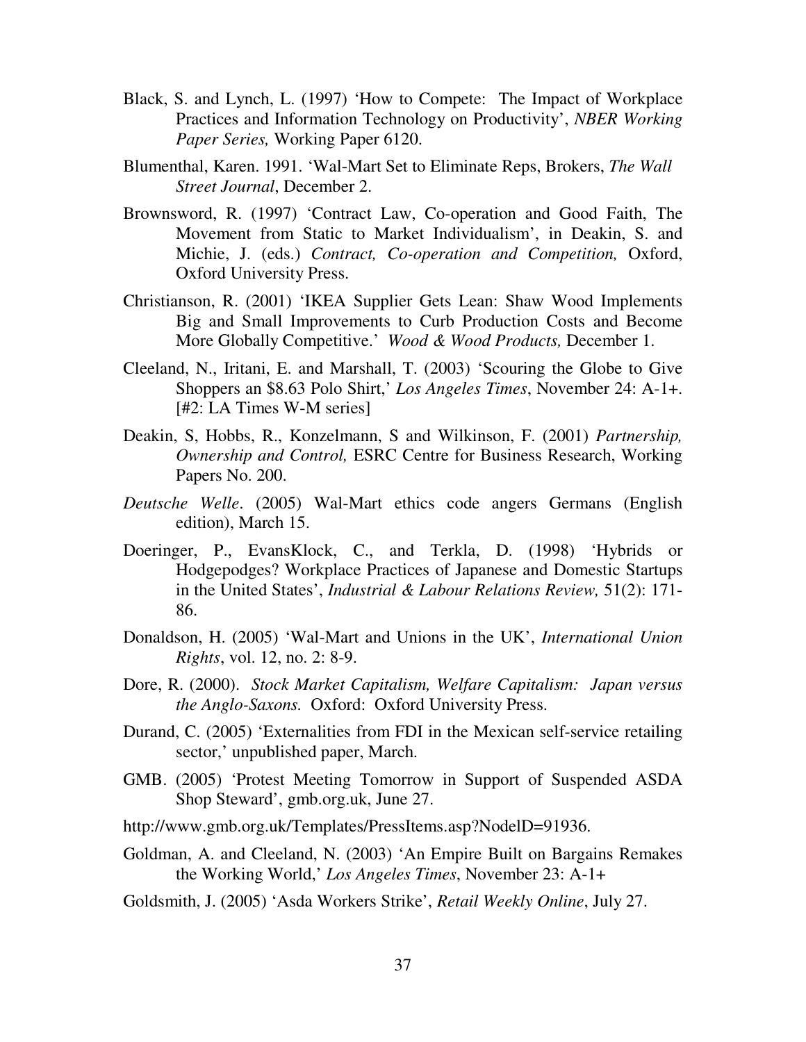Black, S. and Lynch, L. (1997) 'How to Compete: The Impact of Workplace Practices and Information Technology on Productivity', *NBER Working Paper Series,* Working Paper 6120.

Blumenthal, Karen. 1991. 'Wal-Mart Set to Eliminate Reps, Brokers, *The Wall Street Journal*, December 2.

Brownsword, R. (1997) 'Contract Law, Co-operation and Good Faith, The Movement from Static to Market Individualism', in Deakin, S. and Michie, J. (eds.) *Contract, Co-operation and Competition,* Oxford, Oxford University Press.

Christianson, R. (2001) 'IKEA Supplier Gets Lean: Shaw Wood Implements Big and Small Improvements to Curb Production Costs and Become More Globally Competitive.' *Wood & Wood Products,* December 1.

Cleeland, N., Iritani, E. and Marshall, T. (2003) 'Scouring the Globe to Give Shoppers an $8.63 Polo Shirt,' *Los Angeles Times*, November 24: A-1+. [#2: LA Times W-M series]

Deakin, S, Hobbs, R., Konzelmann, S and Wilkinson, F. (2001) *Partnership, Ownership and Control,* ESRC Centre for Business Research, Working Papers No. 200.

*Deutsche Welle*. (2005) Wal-Mart ethics code angers Germans (English edition), March 15.

Doeringer, P., EvansKlock, C., and Terkla, D. (1998) 'Hybrids or Hodgepodges? Workplace Practices of Japanese and Domestic Startups in the United States', *Industrial & Labour Relations Review,* 51(2): 171-86.

Donaldson, H. (2005) 'Wal-Mart and Unions in the UK', *International Union Rights*, vol. 12, no. 2: 8-9.

Dore, R. (2000). *Stock Market Capitalism, Welfare Capitalism: Japan versus the Anglo-Saxons.* Oxford: Oxford University Press.

Durand, C. (2005) 'Externalities from FDI in the Mexican self-service retailing sector,' unpublished paper, March.

GMB. (2005) 'Protest Meeting Tomorrow in Support of Suspended ASDA Shop Steward', gmb.org.uk, June 27.

http://www.gmb.org.uk/Templates/PressItems.asp?NodelD=91936.

Goldman, A. and Cleeland, N. (2003) 'An Empire Built on Bargains Remakes the Working World,' *Los Angeles Times*, November 23: A-1+

Goldsmith, J. (2005) 'Asda Workers Strike', *Retail Weekly Online*, July 27.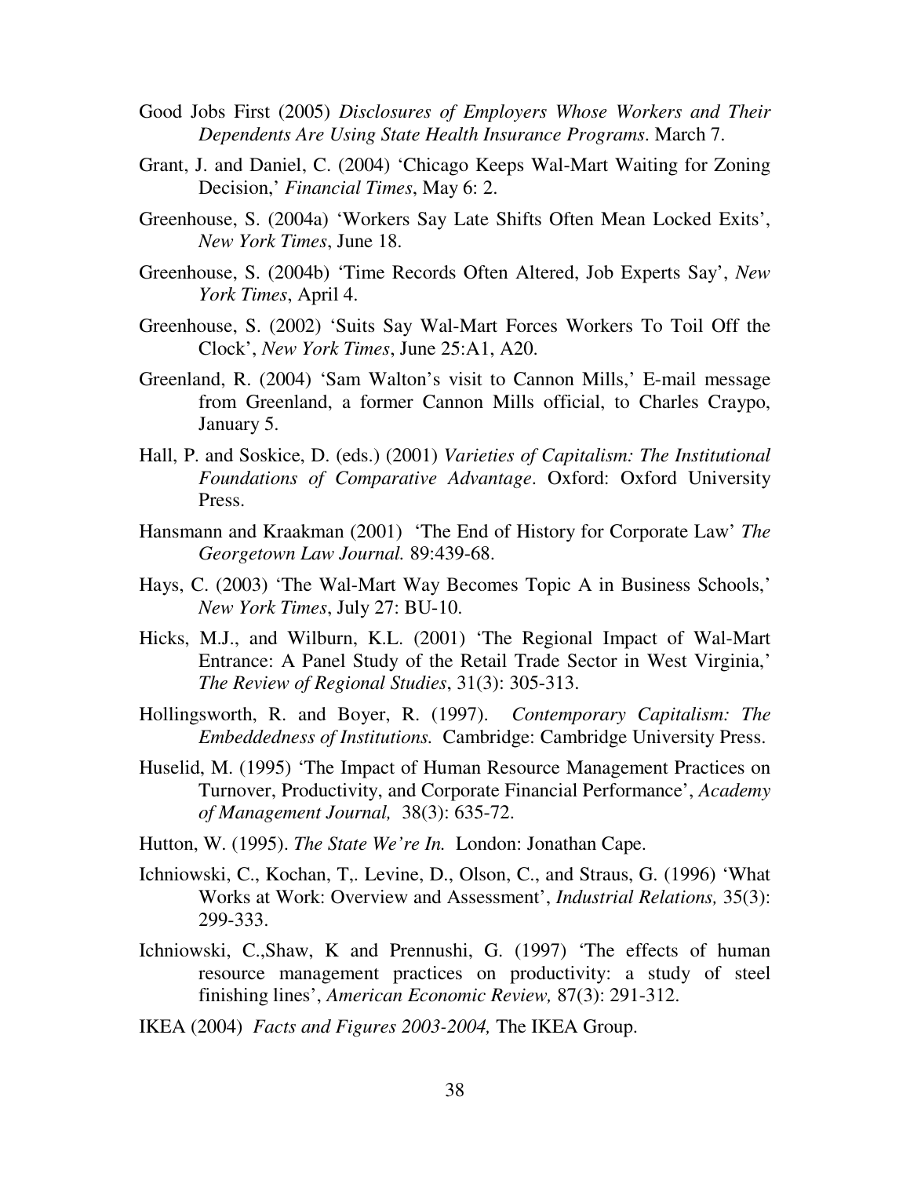Good Jobs First (2005) *Disclosures of Employers Whose Workers and Their Dependents Are Using State Health Insurance Programs*. March 7.

Grant, J. and Daniel, C. (2004) 'Chicago Keeps Wal-Mart Waiting for Zoning Decision,' *Financial Times*, May 6: 2.

Greenhouse, S. (2004a) 'Workers Say Late Shifts Often Mean Locked Exits', *New York Times*, June 18.

Greenhouse, S. (2004b) 'Time Records Often Altered, Job Experts Say', *New York Times*, April 4.

Greenhouse, S. (2002) 'Suits Say Wal-Mart Forces Workers To Toil Off the Clock', *New York Times*, June 25:A1, A20.

Greenland, R. (2004) 'Sam Walton's visit to Cannon Mills,' E-mail message from Greenland, a former Cannon Mills official, to Charles Craypo, January 5.

Hall, P. and Soskice, D. (eds.) (2001) *Varieties of Capitalism: The Institutional Foundations of Comparative Advantage*. Oxford: Oxford University Press.

Hansmann and Kraakman (2001) 'The End of History for Corporate Law' *The Georgetown Law Journal.* 89:439-68.

Hays, C. (2003) 'The Wal-Mart Way Becomes Topic A in Business Schools,' *New York Times*, July 27: BU-10.

Hicks, M.J., and Wilburn, K.L. (2001) 'The Regional Impact of Wal-Mart Entrance: A Panel Study of the Retail Trade Sector in West Virginia,' *The Review of Regional Studies*, 31(3): 305-313.

Hollingsworth, R. and Boyer, R. (1997). *Contemporary Capitalism: The Embeddedness of Institutions.* Cambridge: Cambridge University Press.

Huselid, M. (1995) 'The Impact of Human Resource Management Practices on Turnover, Productivity, and Corporate Financial Performance', *Academy of Management Journal,* 38(3): 635-72.

Hutton, W. (1995). *The State We're In.* London: Jonathan Cape.

Ichniowski, C., Kochan, T,. Levine, D., Olson, C., and Straus, G. (1996) 'What Works at Work: Overview and Assessment', *Industrial Relations,* 35(3): 299-333.

Ichniowski, C.,Shaw, K and Prennushi, G. (1997) 'The effects of human resource management practices on productivity: a study of steel finishing lines', *American Economic Review,* 87(3): 291-312.

IKEA (2004) *Facts and Figures 2003-2004,* The IKEA Group.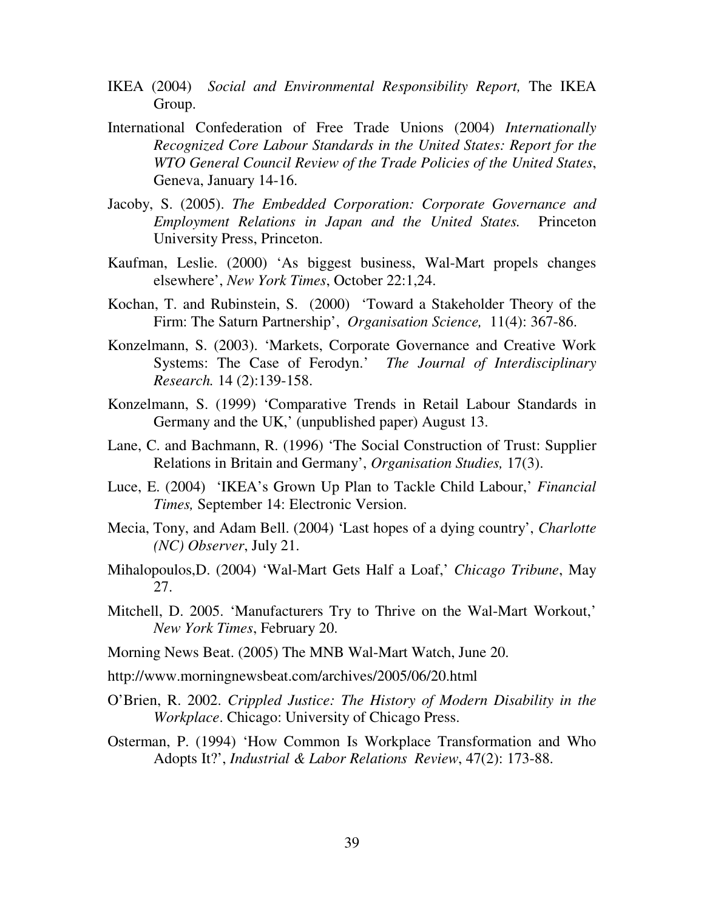IKEA (2004) *Social and Environmental Responsibility Report,* The IKEA Group.

International Confederation of Free Trade Unions (2004) *Internationally Recognized Core Labour Standards in the United States: Report for the WTO General Council Review of the Trade Policies of the United States*, Geneva, January 14-16.

Jacoby, S. (2005). *The Embedded Corporation: Corporate Governance and Employment Relations in Japan and the United States.* Princeton University Press, Princeton.

Kaufman, Leslie. (2000) 'As biggest business, Wal-Mart propels changes elsewhere', *New York Times*, October 22:1,24.

Kochan, T. and Rubinstein, S. (2000) 'Toward a Stakeholder Theory of the Firm: The Saturn Partnership', *Organisation Science,* 11(4): 367-86.

Konzelmann, S. (2003). 'Markets, Corporate Governance and Creative Work Systems: The Case of Ferodyn.' *The Journal of Interdisciplinary Research.* 14 (2):139-158.

Konzelmann, S. (1999) 'Comparative Trends in Retail Labour Standards in Germany and the UK,' (unpublished paper) August 13.

Lane, C. and Bachmann, R. (1996) 'The Social Construction of Trust: Supplier Relations in Britain and Germany', *Organisation Studies,* 17(3).

Luce, E. (2004) 'IKEA's Grown Up Plan to Tackle Child Labour,' *Financial Times,* September 14: Electronic Version.

Mecia, Tony, and Adam Bell. (2004) 'Last hopes of a dying country', *Charlotte (NC) Observer*, July 21.

Mihalopoulos,D. (2004) 'Wal-Mart Gets Half a Loaf,' *Chicago Tribune*, May 27.

Mitchell, D. 2005. 'Manufacturers Try to Thrive on the Wal-Mart Workout,' *New York Times*, February 20.

Morning News Beat. (2005) The MNB Wal-Mart Watch, June 20.

http://www.morningnewsbeat.com/archives/2005/06/20.html

O'Brien, R. 2002. *Crippled Justice: The History of Modern Disability in the Workplace*. Chicago: University of Chicago Press.

Osterman, P. (1994) 'How Common Is Workplace Transformation and Who Adopts It?', *Industrial & Labor Relations Review*, 47(2): 173-88.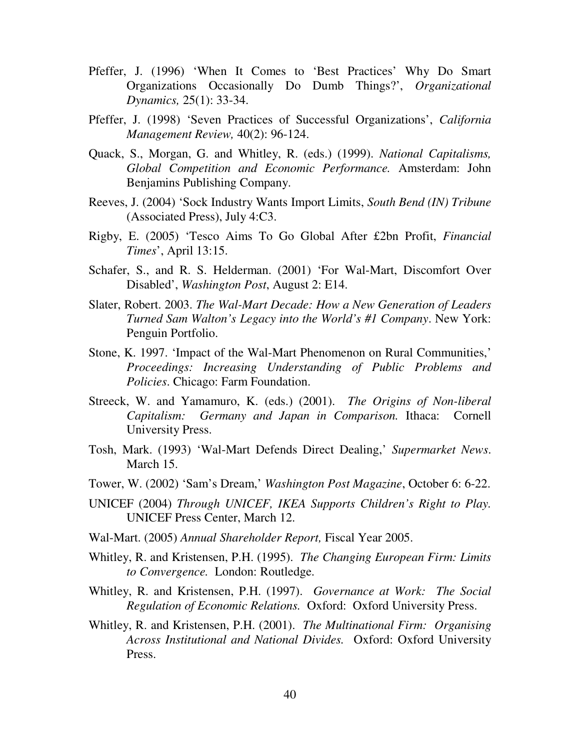Pfeffer, J. (1996) 'When It Comes to 'Best Practices' Why Do Smart Organizations Occasionally Do Dumb Things?', *Organizational Dynamics,* 25(1): 33-34.

Pfeffer, J. (1998) 'Seven Practices of Successful Organizations', *California Management Review,* 40(2): 96-124.

Quack, S., Morgan, G. and Whitley, R. (eds.) (1999). *National Capitalisms, Global Competition and Economic Performance.* Amsterdam: John Benjamins Publishing Company.

Reeves, J. (2004) 'Sock Industry Wants Import Limits, *South Bend (IN) Tribune* (Associated Press), July 4:C3.

Rigby, E. (2005) 'Tesco Aims To Go Global After £2bn Profit, *Financial Times*', April 13:15.

Schafer, S., and R. S. Helderman. (2001) 'For Wal-Mart, Discomfort Over Disabled', *Washington Post*, August 2: E14.

Slater, Robert. 2003. *The Wal-Mart Decade: How a New Generation of Leaders Turned Sam Walton's Legacy into the World's #1 Company*. New York: Penguin Portfolio.

Stone, K. 1997. 'Impact of the Wal-Mart Phenomenon on Rural Communities,' *Proceedings: Increasing Understanding of Public Problems and Policies*. Chicago: Farm Foundation.

Streeck, W. and Yamamuro, K. (eds.) (2001). *The Origins of Non-liberal Capitalism: Germany and Japan in Comparison.* Ithaca: Cornell University Press.

Tosh, Mark. (1993) 'Wal-Mart Defends Direct Dealing,' *Supermarket News*. March 15.

Tower, W. (2002) 'Sam's Dream,' *Washington Post Magazine*, October 6: 6-22.

UNICEF (2004) *Through UNICEF, IKEA Supports Children's Right to Play.* UNICEF Press Center, March 12.

Wal-Mart. (2005) *Annual Shareholder Report,* Fiscal Year 2005.

Whitley, R. and Kristensen, P.H. (1995). *The Changing European Firm: Limits to Convergence.* London: Routledge.

Whitley, R. and Kristensen, P.H. (1997). *Governance at Work: The Social Regulation of Economic Relations.* Oxford: Oxford University Press.

Whitley, R. and Kristensen, P.H. (2001). *The Multinational Firm: Organising Across Institutional and National Divides.* Oxford: Oxford University Press.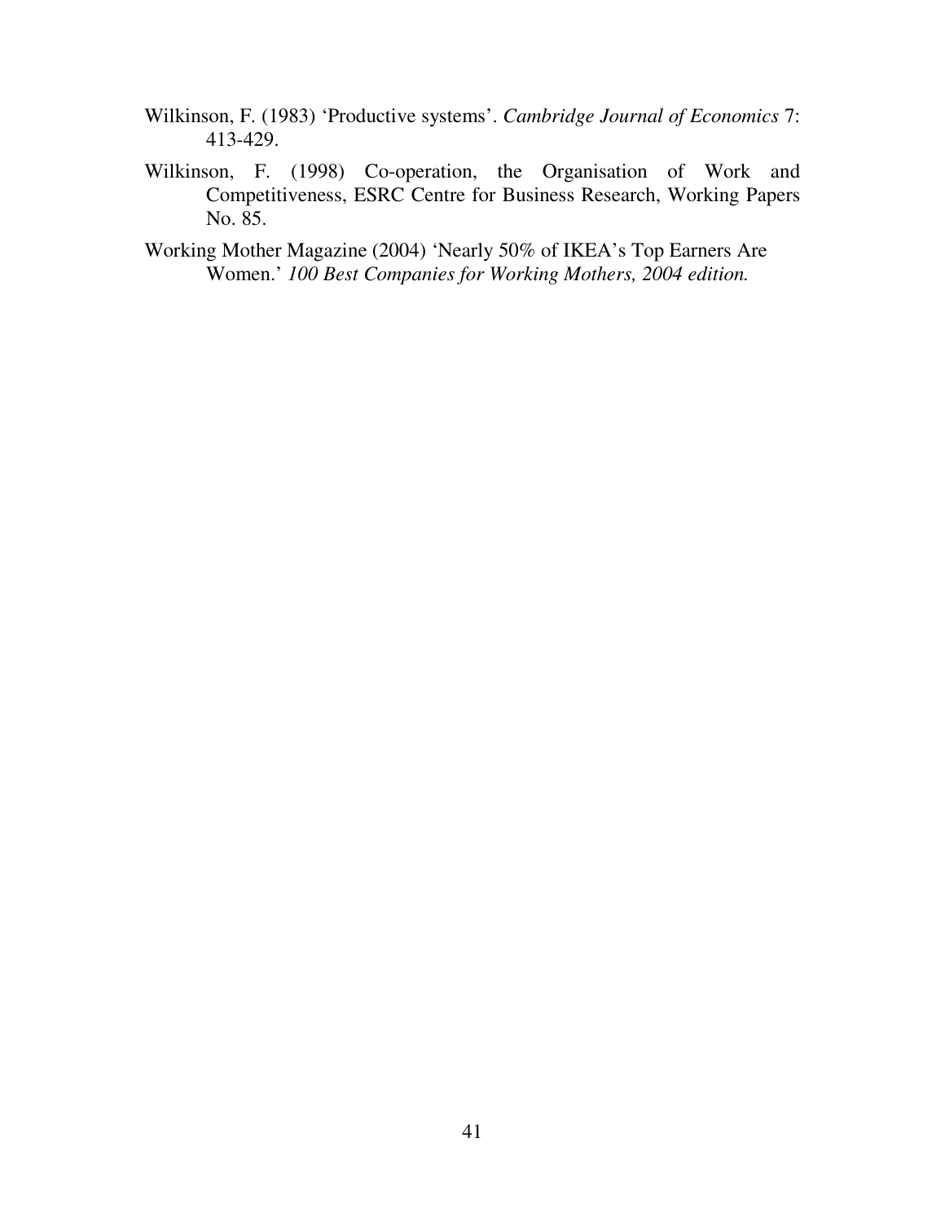Wilkinson, F. (1983) 'Productive systems'. *Cambridge Journal of Economics* 7: 413-429.

Wilkinson, F. (1998) Co-operation, the Organisation of Work and Competitiveness, ESRC Centre for Business Research, Working Papers No. 85.

Working Mother Magazine (2004) 'Nearly 50% of IKEA's Top Earners Are Women.' *100 Best Companies for Working Mothers, 2004 edition.*